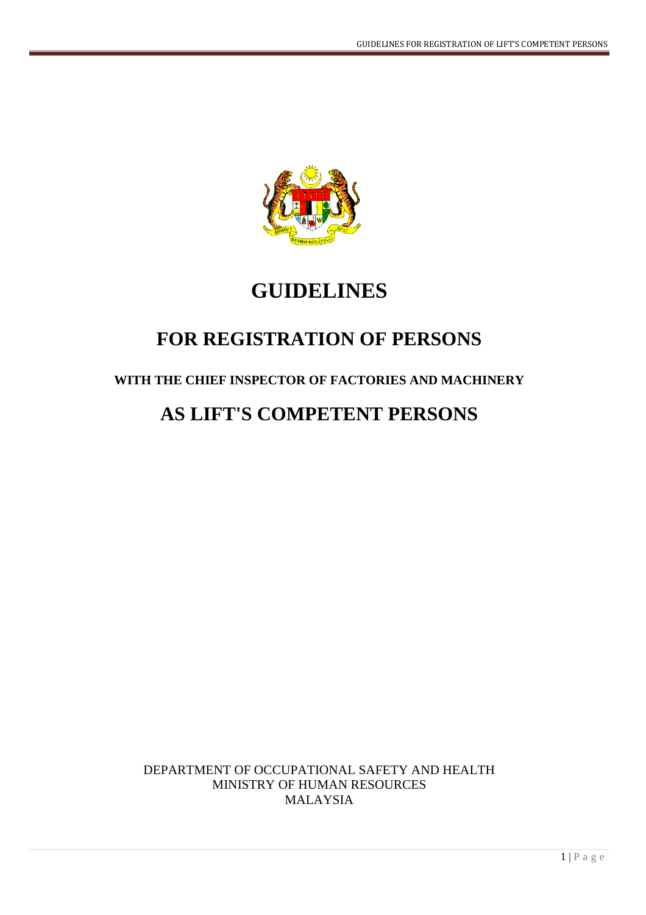# GUIDELINES

## FOR REGISTRATION OF PERSONS

### WITH THE CHIEF INSPECTOR OF FACTORIES AND MACHINERY

## AS LIFT'S COMPETENT PERSONS

DEPARTMENT OF OCCUPATIONAL SAFETY AND HEALTH
MINISTRY OF HUMAN RESOURCES
MALAYSIA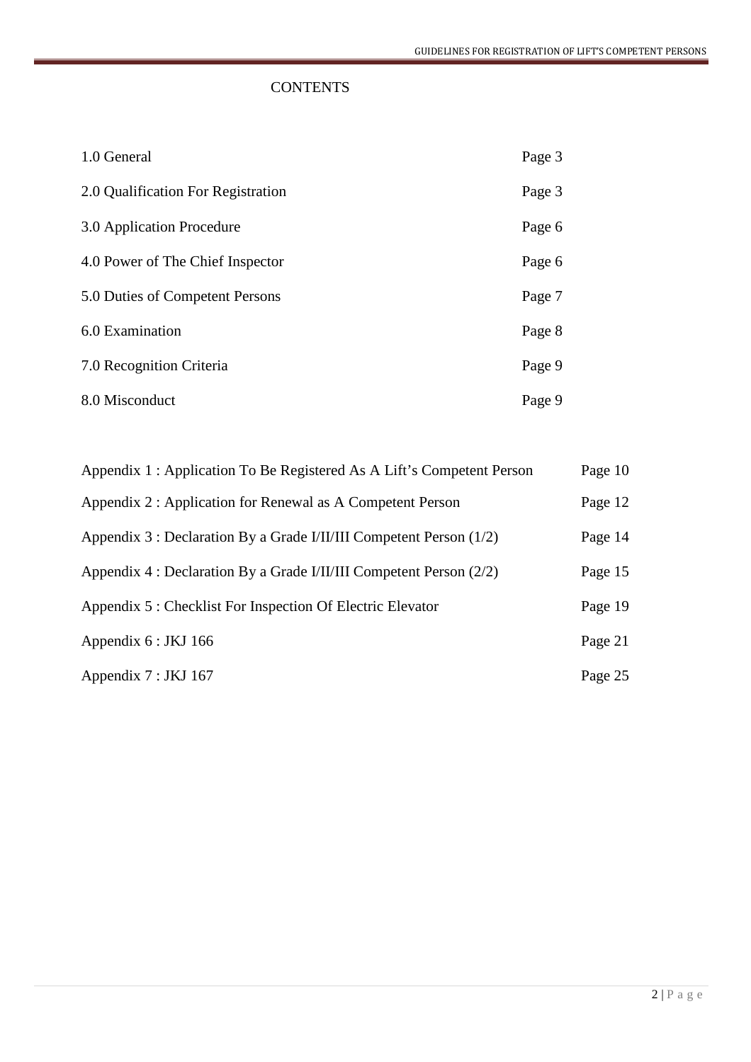# CONTENTS

| | |
|---|---|
| 1.0 General | Page 3 |
| 2.0 Qualification For Registration | Page 3 |
| 3.0 Application Procedure | Page 6 |
| 4.0 Power of The Chief Inspector | Page 6 |
| 5.0 Duties of Competent Persons | Page 7 |
| 6.0 Examination | Page 8 |
| 7.0 Recognition Criteria | Page 9 |
| 8.0 Misconduct | Page 9 |

| | |
|---|---|
| Appendix 1 : Application To Be Registered As A Lift's Competent Person | Page 10 |
| Appendix 2 : Application for Renewal as A Competent Person | Page 12 |
| Appendix 3 : Declaration By a Grade I/II/III Competent Person (1/2) | Page 14 |
| Appendix 4 : Declaration By a Grade I/II/III Competent Person (2/2) | Page 15 |
| Appendix 5 : Checklist For Inspection Of Electric Elevator | Page 19 |
| Appendix 6 : JKJ 166 | Page 21 |
| Appendix 7 : JKJ 167 | Page 25 |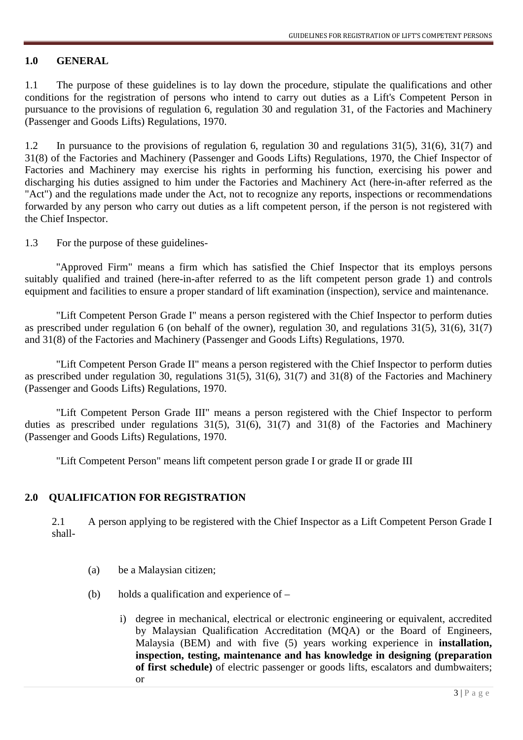## 1.0 GENERAL

1.1 The purpose of these guidelines is to lay down the procedure, stipulate the qualifications and other conditions for the registration of persons who intend to carry out duties as a Lift's Competent Person in pursuance to the provisions of regulation 6, regulation 30 and regulation 31, of the Factories and Machinery (Passenger and Goods Lifts) Regulations, 1970.

1.2 In pursuance to the provisions of regulation 6, regulation 30 and regulations 31(5), 31(6), 31(7) and 31(8) of the Factories and Machinery (Passenger and Goods Lifts) Regulations, 1970, the Chief Inspector of Factories and Machinery may exercise his rights in performing his function, exercising his power and discharging his duties assigned to him under the Factories and Machinery Act (here-in-after referred as the "Act") and the regulations made under the Act, not to recognize any reports, inspections or recommendations forwarded by any person who carry out duties as a lift competent person, if the person is not registered with the Chief Inspector.

1.3 For the purpose of these guidelines-

"Approved Firm" means a firm which has satisfied the Chief Inspector that its employs persons suitably qualified and trained (here-in-after referred to as the lift competent person grade 1) and controls equipment and facilities to ensure a proper standard of lift examination (inspection), service and maintenance.

"Lift Competent Person Grade I" means a person registered with the Chief Inspector to perform duties as prescribed under regulation 6 (on behalf of the owner), regulation 30, and regulations 31(5), 31(6), 31(7) and 31(8) of the Factories and Machinery (Passenger and Goods Lifts) Regulations, 1970.

"Lift Competent Person Grade II" means a person registered with the Chief Inspector to perform duties as prescribed under regulation 30, regulations 31(5), 31(6), 31(7) and 31(8) of the Factories and Machinery (Passenger and Goods Lifts) Regulations, 1970.

"Lift Competent Person Grade III" means a person registered with the Chief Inspector to perform duties as prescribed under regulations 31(5), 31(6), 31(7) and 31(8) of the Factories and Machinery (Passenger and Goods Lifts) Regulations, 1970.

"Lift Competent Person" means lift competent person grade I or grade II or grade III

## 2.0 QUALIFICATION FOR REGISTRATION

2.1 A person applying to be registered with the Chief Inspector as a Lift Competent Person Grade I shall-

(a) be a Malaysian citizen;

(b) holds a qualification and experience of –

i) degree in mechanical, electrical or electronic engineering or equivalent, accredited by Malaysian Qualification Accreditation (MQA) or the Board of Engineers, Malaysia (BEM) and with five (5) years working experience in **installation, inspection, testing, maintenance and has knowledge in designing (preparation of first schedule)** of electric passenger or goods lifts, escalators and dumbwaiters; or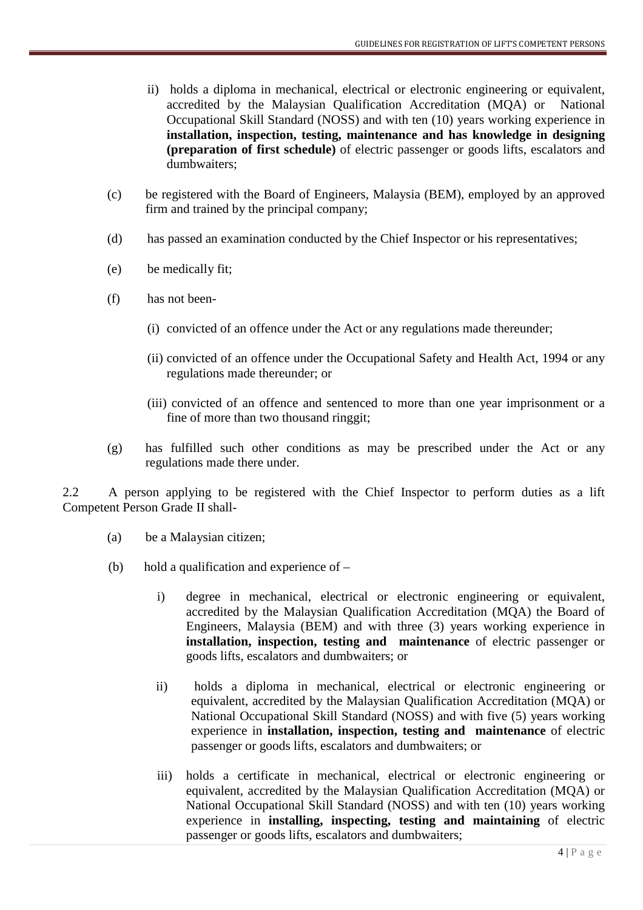ii) holds a diploma in mechanical, electrical or electronic engineering or equivalent, accredited by the Malaysian Qualification Accreditation (MQA) or National Occupational Skill Standard (NOSS) and with ten (10) years working experience in **installation, inspection, testing, maintenance and has knowledge in designing (preparation of first schedule)** of electric passenger or goods lifts, escalators and dumbwaiters;

(c) be registered with the Board of Engineers, Malaysia (BEM), employed by an approved firm and trained by the principal company;

(d) has passed an examination conducted by the Chief Inspector or his representatives;

(e) be medically fit;

(f) has not been-

(i) convicted of an offence under the Act or any regulations made thereunder;

(ii) convicted of an offence under the Occupational Safety and Health Act, 1994 or any regulations made thereunder; or

(iii) convicted of an offence and sentenced to more than one year imprisonment or a fine of more than two thousand ringgit;

(g) has fulfilled such other conditions as may be prescribed under the Act or any regulations made there under.

2.2 A person applying to be registered with the Chief Inspector to perform duties as a lift Competent Person Grade II shall-

(a) be a Malaysian citizen;

(b) hold a qualification and experience of –

i) degree in mechanical, electrical or electronic engineering or equivalent, accredited by the Malaysian Qualification Accreditation (MQA) the Board of Engineers, Malaysia (BEM) and with three (3) years working experience in **installation, inspection, testing and maintenance** of electric passenger or goods lifts, escalators and dumbwaiters; or

ii) holds a diploma in mechanical, electrical or electronic engineering or equivalent, accredited by the Malaysian Qualification Accreditation (MQA) or National Occupational Skill Standard (NOSS) and with five (5) years working experience in **installation, inspection, testing and maintenance** of electric passenger or goods lifts, escalators and dumbwaiters; or

iii) holds a certificate in mechanical, electrical or electronic engineering or equivalent, accredited by the Malaysian Qualification Accreditation (MQA) or National Occupational Skill Standard (NOSS) and with ten (10) years working experience in **installing, inspecting, testing and maintaining** of electric passenger or goods lifts, escalators and dumbwaiters;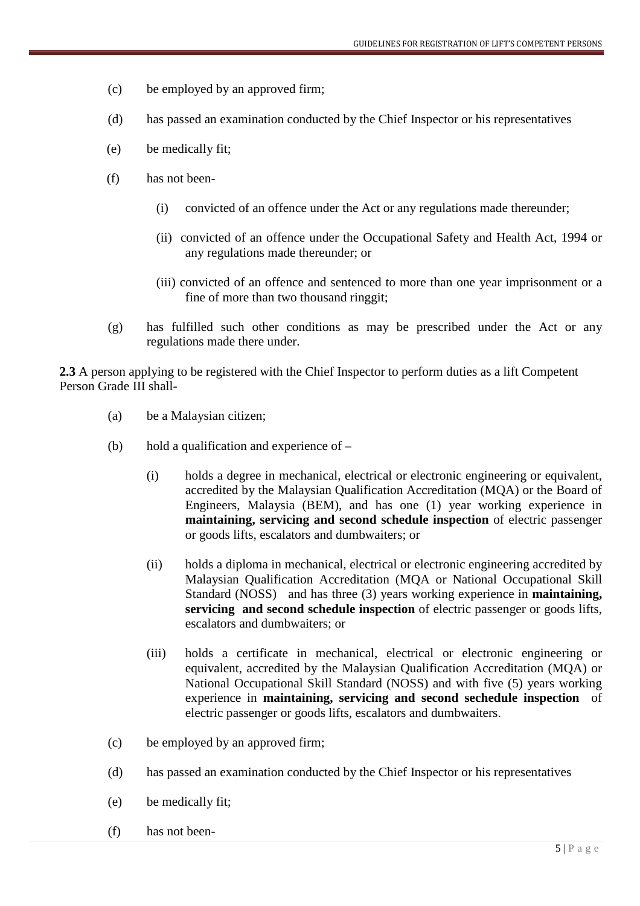(c) be employed by an approved firm;

(d) has passed an examination conducted by the Chief Inspector or his representatives

(e) be medically fit;

(f) has not been-

(i) convicted of an offence under the Act or any regulations made thereunder;

(ii) convicted of an offence under the Occupational Safety and Health Act, 1994 or any regulations made thereunder; or

(iii) convicted of an offence and sentenced to more than one year imprisonment or a fine of more than two thousand ringgit;

(g) has fulfilled such other conditions as may be prescribed under the Act or any regulations made there under.

**2.3** A person applying to be registered with the Chief Inspector to perform duties as a lift Competent Person Grade III shall-

(a) be a Malaysian citizen;

(b) hold a qualification and experience of –

(i) holds a degree in mechanical, electrical or electronic engineering or equivalent, accredited by the Malaysian Qualification Accreditation (MQA) or the Board of Engineers, Malaysia (BEM), and has one (1) year working experience in **maintaining, servicing and second schedule inspection** of electric passenger or goods lifts, escalators and dumbwaiters; or

(ii) holds a diploma in mechanical, electrical or electronic engineering accredited by Malaysian Qualification Accreditation (MQA or National Occupational Skill Standard (NOSS) and has three (3) years working experience in **maintaining, servicing and second schedule inspection** of electric passenger or goods lifts, escalators and dumbwaiters; or

(iii) holds a certificate in mechanical, electrical or electronic engineering or equivalent, accredited by the Malaysian Qualification Accreditation (MQA) or National Occupational Skill Standard (NOSS) and with five (5) years working experience in **maintaining, servicing and second sechedule inspection** of electric passenger or goods lifts, escalators and dumbwaiters.

(c) be employed by an approved firm;

(d) has passed an examination conducted by the Chief Inspector or his representatives

(e) be medically fit;

(f) has not been-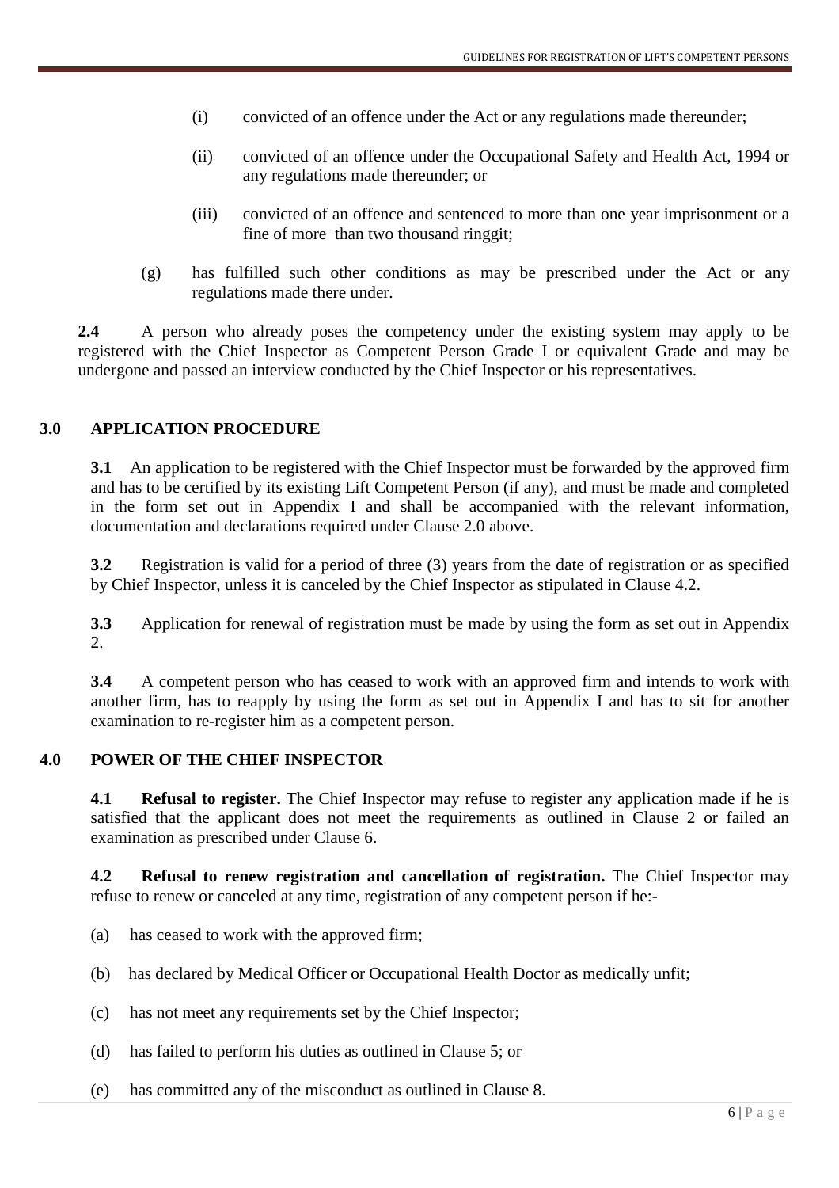(i) convicted of an offence under the Act or any regulations made thereunder;

(ii) convicted of an offence under the Occupational Safety and Health Act, 1994 or any regulations made thereunder; or

(iii) convicted of an offence and sentenced to more than one year imprisonment or a fine of more than two thousand ringgit;

(g) has fulfilled such other conditions as may be prescribed under the Act or any regulations made there under.

**2.4** A person who already poses the competency under the existing system may apply to be registered with the Chief Inspector as Competent Person Grade I or equivalent Grade and may be undergone and passed an interview conducted by the Chief Inspector or his representatives.

## 3.0 APPLICATION PROCEDURE

**3.1** An application to be registered with the Chief Inspector must be forwarded by the approved firm and has to be certified by its existing Lift Competent Person (if any), and must be made and completed in the form set out in Appendix I and shall be accompanied with the relevant information, documentation and declarations required under Clause 2.0 above.

**3.2** Registration is valid for a period of three (3) years from the date of registration or as specified by Chief Inspector, unless it is canceled by the Chief Inspector as stipulated in Clause 4.2.

**3.3** Application for renewal of registration must be made by using the form as set out in Appendix 2.

**3.4** A competent person who has ceased to work with an approved firm and intends to work with another firm, has to reapply by using the form as set out in Appendix I and has to sit for another examination to re-register him as a competent person.

## 4.0 POWER OF THE CHIEF INSPECTOR

**4.1 Refusal to register.** The Chief Inspector may refuse to register any application made if he is satisfied that the applicant does not meet the requirements as outlined in Clause 2 or failed an examination as prescribed under Clause 6.

**4.2 Refusal to renew registration and cancellation of registration.** The Chief Inspector may refuse to renew or canceled at any time, registration of any competent person if he:-

(a) has ceased to work with the approved firm;

(b) has declared by Medical Officer or Occupational Health Doctor as medically unfit;

(c) has not meet any requirements set by the Chief Inspector;

(d) has failed to perform his duties as outlined in Clause 5; or

(e) has committed any of the misconduct as outlined in Clause 8.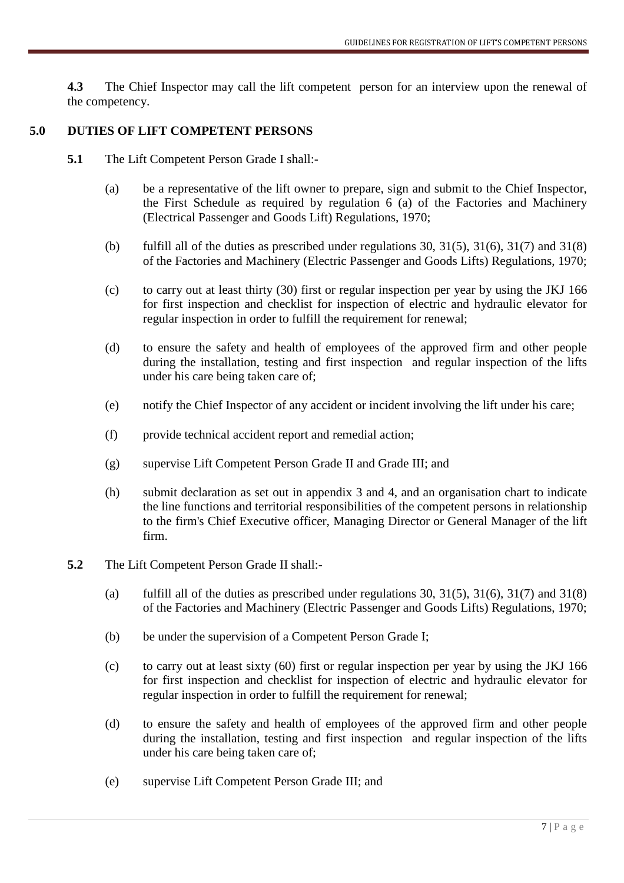**4.3** The Chief Inspector may call the lift competent person for an interview upon the renewal of the competency.

## 5.0 DUTIES OF LIFT COMPETENT PERSONS

**5.1** The Lift Competent Person Grade I shall:-

(a) be a representative of the lift owner to prepare, sign and submit to the Chief Inspector, the First Schedule as required by regulation 6 (a) of the Factories and Machinery (Electrical Passenger and Goods Lift) Regulations, 1970;

(b) fulfill all of the duties as prescribed under regulations 30, 31(5), 31(6), 31(7) and 31(8) of the Factories and Machinery (Electric Passenger and Goods Lifts) Regulations, 1970;

(c) to carry out at least thirty (30) first or regular inspection per year by using the JKJ 166 for first inspection and checklist for inspection of electric and hydraulic elevator for regular inspection in order to fulfill the requirement for renewal;

(d) to ensure the safety and health of employees of the approved firm and other people during the installation, testing and first inspection and regular inspection of the lifts under his care being taken care of;

(e) notify the Chief Inspector of any accident or incident involving the lift under his care;

(f) provide technical accident report and remedial action;

(g) supervise Lift Competent Person Grade II and Grade III; and

(h) submit declaration as set out in appendix 3 and 4, and an organisation chart to indicate the line functions and territorial responsibilities of the competent persons in relationship to the firm's Chief Executive officer, Managing Director or General Manager of the lift firm.

**5.2** The Lift Competent Person Grade II shall:-

(a) fulfill all of the duties as prescribed under regulations 30, 31(5), 31(6), 31(7) and 31(8) of the Factories and Machinery (Electric Passenger and Goods Lifts) Regulations, 1970;

(b) be under the supervision of a Competent Person Grade I;

(c) to carry out at least sixty (60) first or regular inspection per year by using the JKJ 166 for first inspection and checklist for inspection of electric and hydraulic elevator for regular inspection in order to fulfill the requirement for renewal;

(d) to ensure the safety and health of employees of the approved firm and other people during the installation, testing and first inspection and regular inspection of the lifts under his care being taken care of;

(e) supervise Lift Competent Person Grade III; and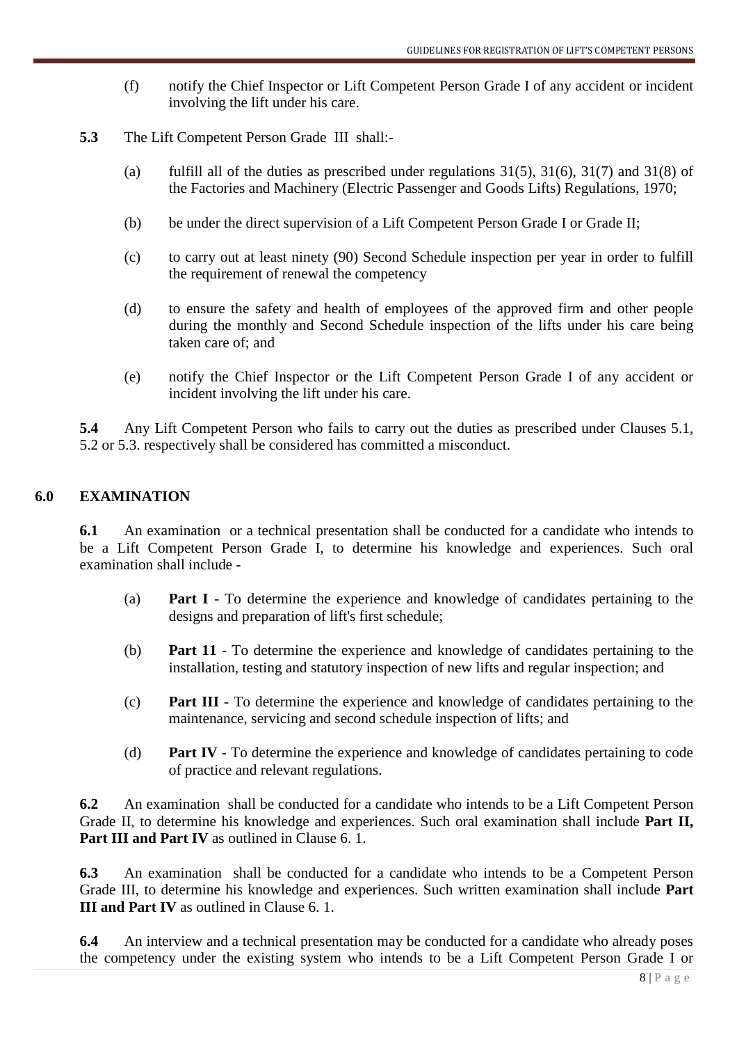(f) notify the Chief Inspector or Lift Competent Person Grade I of any accident or incident involving the lift under his care.

**5.3** The Lift Competent Person Grade III shall:-

(a) fulfill all of the duties as prescribed under regulations 31(5), 31(6), 31(7) and 31(8) of the Factories and Machinery (Electric Passenger and Goods Lifts) Regulations, 1970;

(b) be under the direct supervision of a Lift Competent Person Grade I or Grade II;

(c) to carry out at least ninety (90) Second Schedule inspection per year in order to fulfill the requirement of renewal the competency

(d) to ensure the safety and health of employees of the approved firm and other people during the monthly and Second Schedule inspection of the lifts under his care being taken care of; and

(e) notify the Chief Inspector or the Lift Competent Person Grade I of any accident or incident involving the lift under his care.

**5.4** Any Lift Competent Person who fails to carry out the duties as prescribed under Clauses 5.1, 5.2 or 5.3. respectively shall be considered has committed a misconduct.

## 6.0 EXAMINATION

**6.1** An examination or a technical presentation shall be conducted for a candidate who intends to be a Lift Competent Person Grade I, to determine his knowledge and experiences. Such oral examination shall include -

(a) **Part I** - To determine the experience and knowledge of candidates pertaining to the designs and preparation of lift's first schedule;

(b) **Part 11** - To determine the experience and knowledge of candidates pertaining to the installation, testing and statutory inspection of new lifts and regular inspection; and

(c) **Part III** - To determine the experience and knowledge of candidates pertaining to the maintenance, servicing and second schedule inspection of lifts; and

(d) **Part IV** - To determine the experience and knowledge of candidates pertaining to code of practice and relevant regulations.

**6.2** An examination shall be conducted for a candidate who intends to be a Lift Competent Person Grade II, to determine his knowledge and experiences. Such oral examination shall include **Part II, Part III and Part IV** as outlined in Clause 6. 1.

**6.3** An examination shall be conducted for a candidate who intends to be a Competent Person Grade III, to determine his knowledge and experiences. Such written examination shall include **Part III and Part IV** as outlined in Clause 6. 1.

**6.4** An interview and a technical presentation may be conducted for a candidate who already poses the competency under the existing system who intends to be a Lift Competent Person Grade I or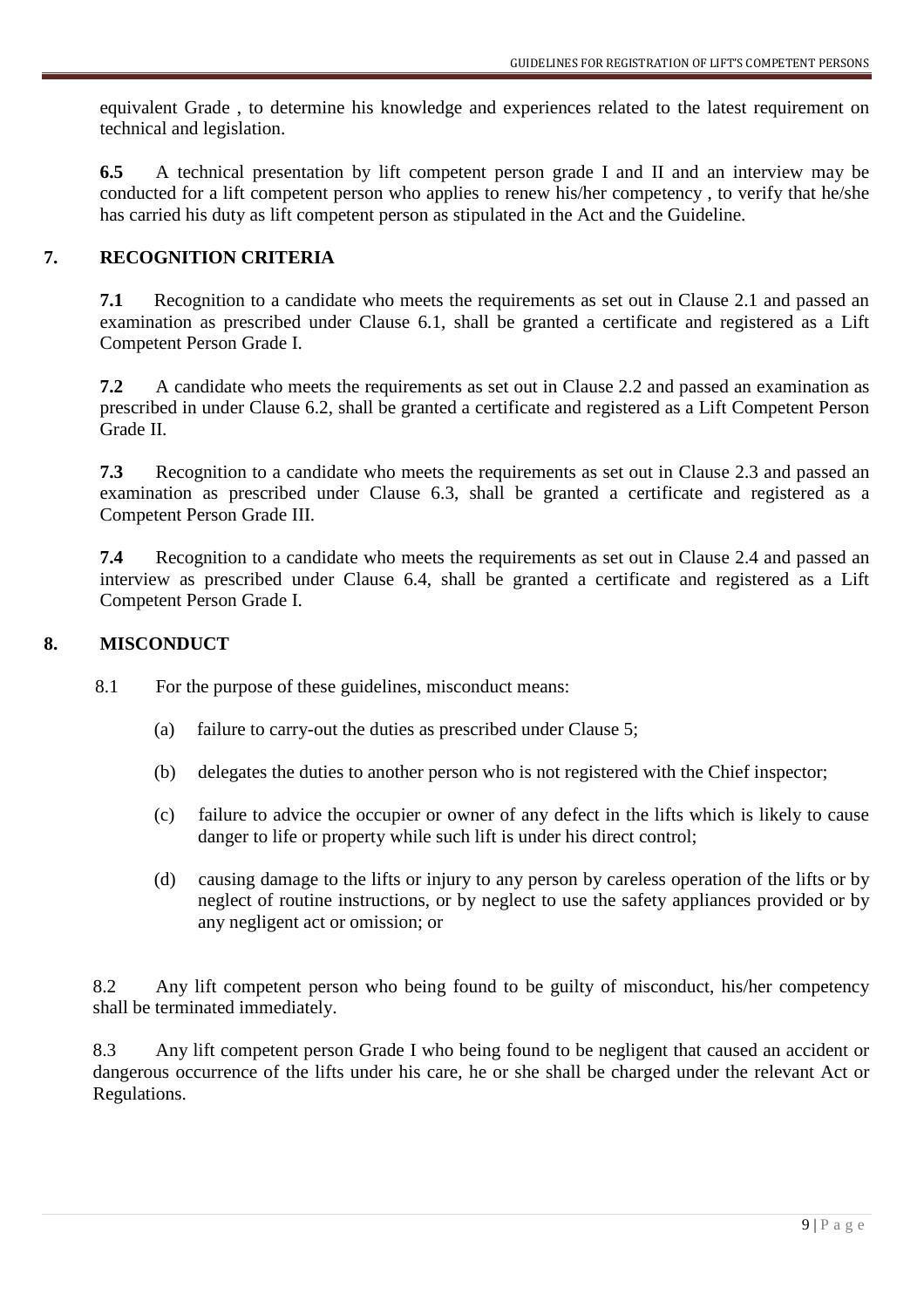equivalent Grade , to determine his knowledge and experiences related to the latest requirement on technical and legislation.

**6.5** A technical presentation by lift competent person grade I and II and an interview may be conducted for a lift competent person who applies to renew his/her competency , to verify that he/she has carried his duty as lift competent person as stipulated in the Act and the Guideline.

## 7. RECOGNITION CRITERIA

**7.1** Recognition to a candidate who meets the requirements as set out in Clause 2.1 and passed an examination as prescribed under Clause 6.1, shall be granted a certificate and registered as a Lift Competent Person Grade I.

**7.2** A candidate who meets the requirements as set out in Clause 2.2 and passed an examination as prescribed in under Clause 6.2, shall be granted a certificate and registered as a Lift Competent Person Grade II.

**7.3** Recognition to a candidate who meets the requirements as set out in Clause 2.3 and passed an examination as prescribed under Clause 6.3, shall be granted a certificate and registered as a Competent Person Grade III.

**7.4** Recognition to a candidate who meets the requirements as set out in Clause 2.4 and passed an interview as prescribed under Clause 6.4, shall be granted a certificate and registered as a Lift Competent Person Grade I.

## 8. MISCONDUCT

8.1 For the purpose of these guidelines, misconduct means:

(a) failure to carry-out the duties as prescribed under Clause 5;

(b) delegates the duties to another person who is not registered with the Chief inspector;

(c) failure to advice the occupier or owner of any defect in the lifts which is likely to cause danger to life or property while such lift is under his direct control;

(d) causing damage to the lifts or injury to any person by careless operation of the lifts or by neglect of routine instructions, or by neglect to use the safety appliances provided or by any negligent act or omission; or

8.2 Any lift competent person who being found to be guilty of misconduct, his/her competency shall be terminated immediately.

8.3 Any lift competent person Grade I who being found to be negligent that caused an accident or dangerous occurrence of the lifts under his care, he or she shall be charged under the relevant Act or Regulations.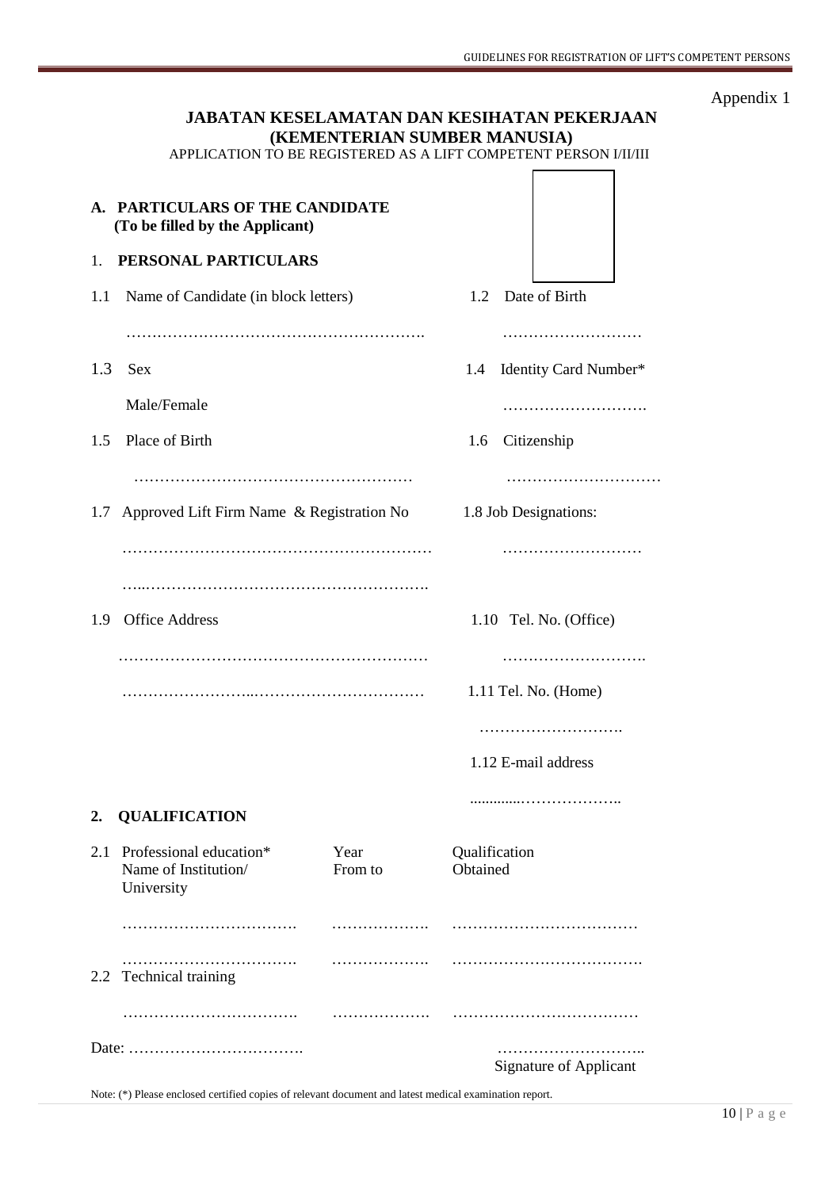Appendix 1

**JABATAN KESELAMATAN DAN KESIHATAN PEKERJAAN**
**(KEMENTERIAN SUMBER MANUSIA)**
APPLICATION TO BE REGISTERED AS A LIFT COMPETENT PERSON I/II/III

## A. PARTICULARS OF THE CANDIDATE
**(To be filled by the Applicant)**

### 1. PERSONAL PARTICULARS

1.1 Name of Candidate (in block letters)

………………………………………………….

1.2 Date of Birth

………………………

1.3 Sex

Male/Female

1.4 Identity Card Number*

……………………….

1.5 Place of Birth

………………………………………………

1.6 Citizenship

…………………………

1.7 Approved Lift Firm Name & Registration No

……………………………………………………

…..…………………………………………….

1.8 Job Designations:

………………………

1.9 Office Address

……………………………………………………

……………………..……………………………

1.10 Tel. No. (Office)

……………………….

1.11 Tel. No. (Home)

……………………….

1.12 E-mail address

.............………………..

### 2. QUALIFICATION

| 2.1 Professional education* Name of Institution/ University | Year From to | Qualification Obtained |
|---|---|---|
| ……………………………. | ………………. | ……………………………… |
| ……………………………. | ………………. | ………………………………. |

2.2 Technical training

| | | |
|---|---|---|
| ……………………………. | ………………. | ……………………………… |

Date: …………………………….

………………………..
Signature of Applicant

Note: (*) Please enclosed certified copies of relevant document and latest medical examination report.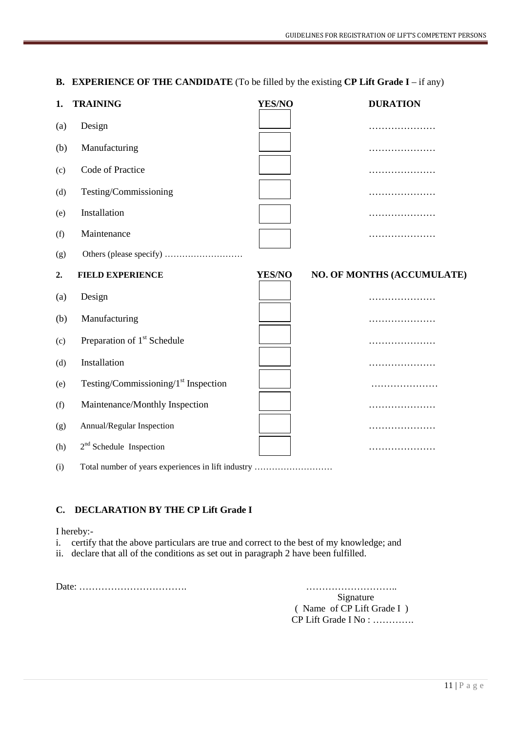**B. EXPERIENCE OF THE CANDIDATE** (To be filled by the existing **CP Lift Grade I** – if any)

| **1. TRAINING** | **YES/NO** | **DURATION** |
|---|---|---|
| (a) Design | | ………………… |
| (b) Manufacturing | | ………………… |
| (c) Code of Practice | | ………………… |
| (d) Testing/Commissioning | | ………………… |
| (e) Installation | | ………………… |
| (f) Maintenance | | ………………… |
| (g) Others (please specify) ……………………… | | |

| **2. FIELD EXPERIENCE** | **YES/NO** | **NO. OF MONTHS (ACCUMULATE)** |
|---|---|---|
| (a) Design | | ………………… |
| (b) Manufacturing | | ………………… |
| (c) Preparation of 1st Schedule | | ………………… |
| (d) Installation | | ………………… |
| (e) Testing/Commissioning/1st Inspection | | ………………… |
| (f) Maintenance/Monthly Inspection | | ………………… |
| (g) Annual/Regular Inspection | | ………………… |
| (h) 2nd Schedule Inspection | | ………………… |

(i) Total number of years experiences in lift industry ………………………

**C. DECLARATION BY THE CP Lift Grade I**

I hereby:-

i. certify that the above particulars are true and correct to the best of my knowledge; and
ii. declare that all of the conditions as set out in paragraph 2 have been fulfilled.

Date: …………………………….

………………………..
Signature
( Name of CP Lift Grade I )
CP Lift Grade I No : ………….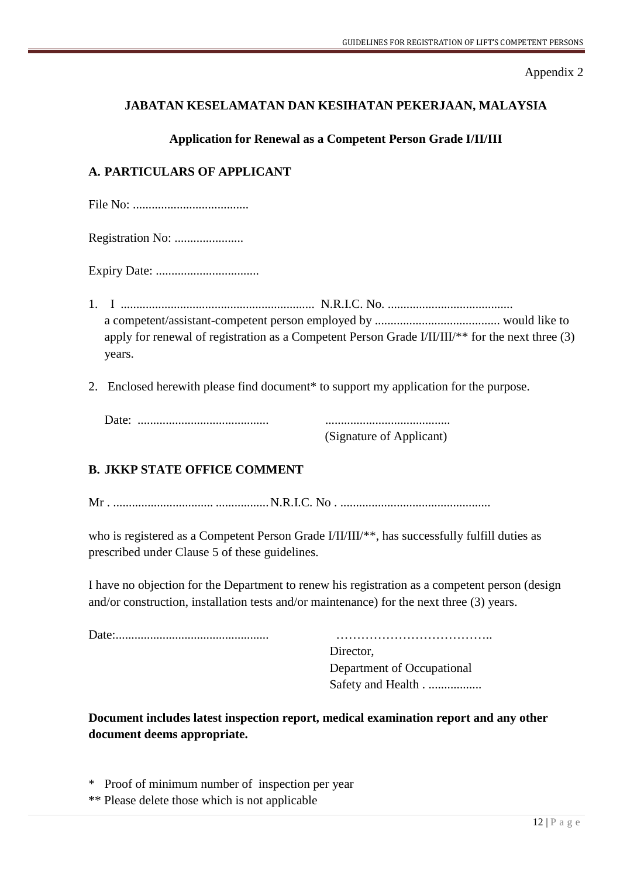Appendix 2

**JABATAN KESELAMATAN DAN KESIHATAN PEKERJAAN, MALAYSIA**

**Application for Renewal as a Competent Person Grade I/II/III**

**A. PARTICULARS OF APPLICANT**

File No: .....................................

Registration No: ......................

Expiry Date: .................................

1. I .............................................................. N.R.I.C. No. ........................................ a competent/assistant-competent person employed by ........................................ would like to apply for renewal of registration as a Competent Person Grade I/II/III/** for the next three (3) years.

2. Enclosed herewith please find document* to support my application for the purpose.

Date: ..........................................                ........................................
(Signature of Applicant)

**B. JKKP STATE OFFICE COMMENT**

Mr . ................................ .................N.R.I.C. No . ................................................

who is registered as a Competent Person Grade I/II/III/**, has successfully fulfill duties as prescribed under Clause 5 of these guidelines.

I have no objection for the Department to renew his registration as a competent person (design and/or construction, installation tests and/or maintenance) for the next three (3) years.

Date:.................................................                ………………………………..
Director,
Department of Occupational
Safety and Health . .................

**Document includes latest inspection report, medical examination report and any other document deems appropriate.**

\* Proof of minimum number of inspection per year
** Please delete those which is not applicable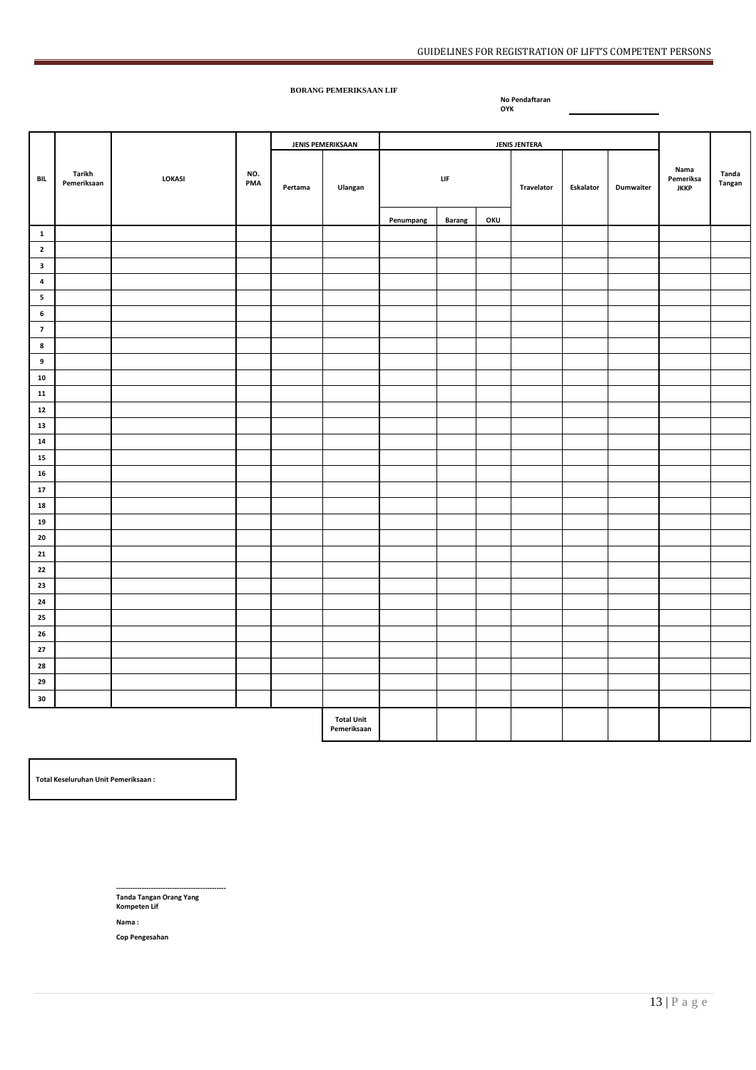**BORANG PEMERIKSAAN LIF**

**No Pendaftaran OYK** ____________

| BIL | Tarikh Pemeriksaan | LOKASI | NO. PMA | JENIS PEMERIKSAAN | | JENIS JENTERA | | | | | | Nama Pemeriksa JKKP | Tanda Tangan |
|---|---|---|---|---|---|---|---|---|---|---|---|---|---|
| | | | | Pertama | Ulangan | LIF | | | Travelator | Eskalator | Dumwaiter | | |
| | | | | | | Penumpang | Barang | OKU | | | | | |
| 1 | | | | | | | | | | | | | |
| 2 | | | | | | | | | | | | | |
| 3 | | | | | | | | | | | | | |
| 4 | | | | | | | | | | | | | |
| 5 | | | | | | | | | | | | | |
| 6 | | | | | | | | | | | | | |
| 7 | | | | | | | | | | | | | |
| 8 | | | | | | | | | | | | | |
| 9 | | | | | | | | | | | | | |
| 10 | | | | | | | | | | | | | |
| 11 | | | | | | | | | | | | | |
| 12 | | | | | | | | | | | | | |
| 13 | | | | | | | | | | | | | |
| 14 | | | | | | | | | | | | | |
| 15 | | | | | | | | | | | | | |
| 16 | | | | | | | | | | | | | |
| 17 | | | | | | | | | | | | | |
| 18 | | | | | | | | | | | | | |
| 19 | | | | | | | | | | | | | |
| 20 | | | | | | | | | | | | | |
| 21 | | | | | | | | | | | | | |
| 22 | | | | | | | | | | | | | |
| 23 | | | | | | | | | | | | | |
| 24 | | | | | | | | | | | | | |
| 25 | | | | | | | | | | | | | |
| 26 | | | | | | | | | | | | | |
| 27 | | | | | | | | | | | | | |
| 28 | | | | | | | | | | | | | |
| 29 | | | | | | | | | | | | | |
| 30 | | | | | | | | | | | | | |
| | | | | | Total Unit Pemeriksaan | | | | | | | | |

**Total Keseluruhan Unit Pemeriksaan :**

------------------------------------------------

**Tanda Tangan Orang Yang Kompeten Lif**

**Nama :**

**Cop Pengesahan**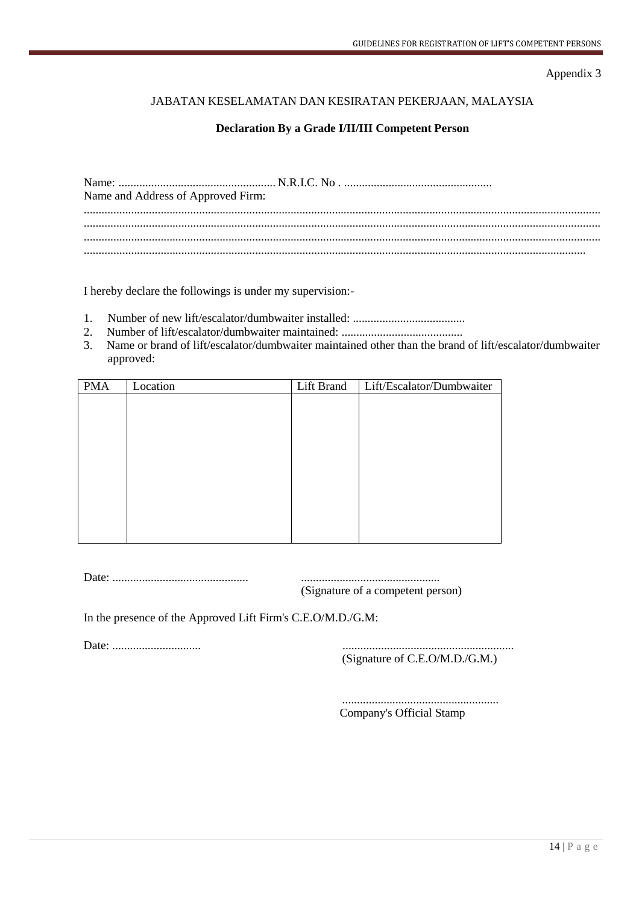Appendix 3

JABATAN KESELAMATAN DAN KESIRATAN PEKERJAAN, MALAYSIA

**Declaration By a Grade I/II/III Competent Person**

Name: ..................................................... N.R.I.C. No . ..................................................

Name and Address of Approved Firm:

..........................................................................................................................................................

..........................................................................................................................................................

..........................................................................................................................................................

......................................................................................................................................................

I hereby declare the followings is under my supervision:-

1. Number of new lift/escalator/dumbwaiter installed: ......................................
2. Number of lift/escalator/dumbwaiter maintained: .........................................
3. Name or brand of lift/escalator/dumbwaiter maintained other than the brand of lift/escalator/dumbwaiter approved:

| PMA | Location | Lift Brand | Lift/Escalator/Dumbwaiter |
|---|---|---|---|
| | | | |

Date: ..............................................  ...............................................
(Signature of a competent person)

In the presence of the Approved Lift Firm's C.E.O/M.D./G.M:

Date: ..............................  ..........................................................
(Signature of C.E.O/M.D./G.M.)

.....................................................
Company's Official Stamp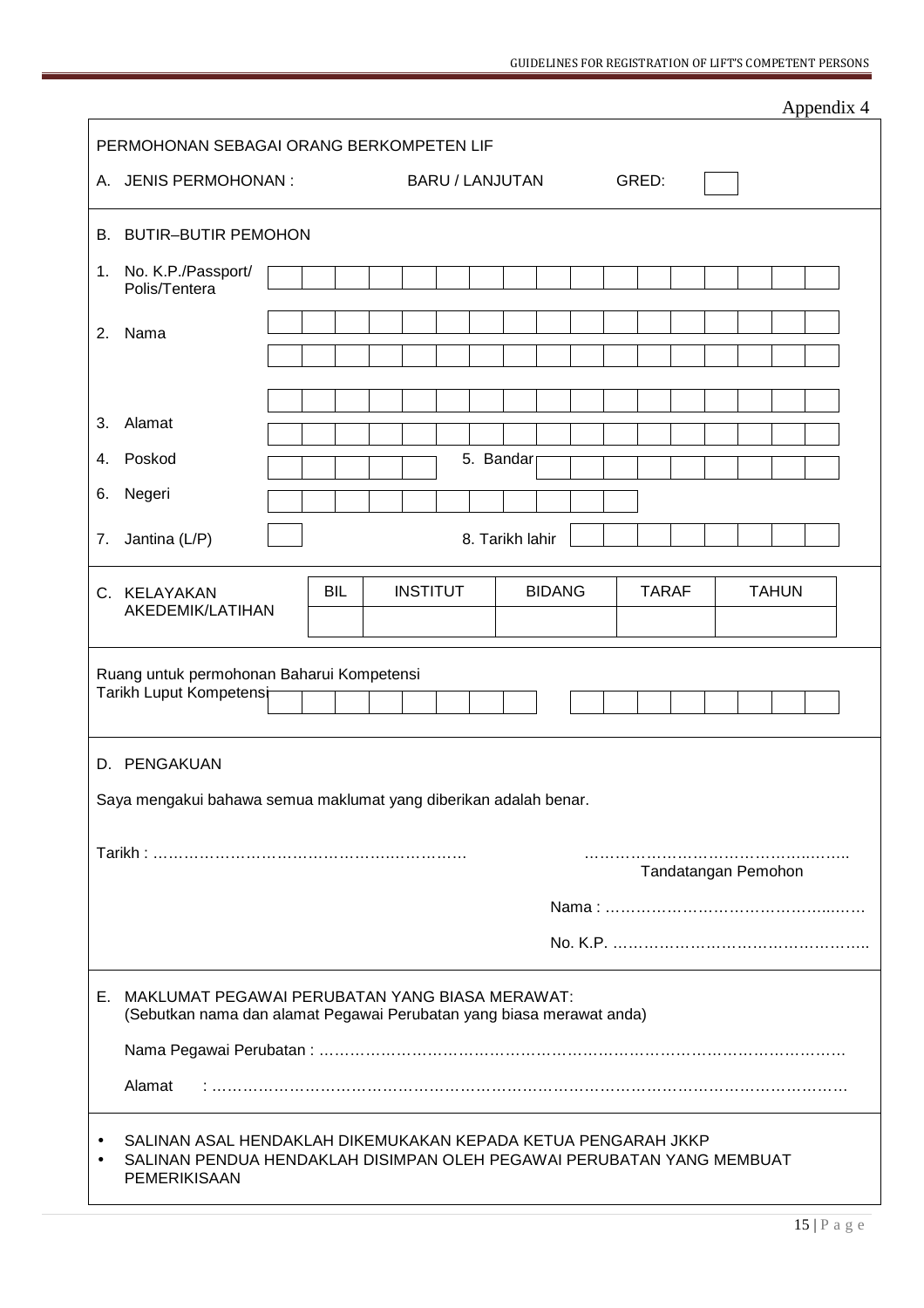Appendix 4

PERMOHONAN SEBAGAI ORANG BERKOMPETEN LIF

A. JENIS PERMOHONAN : BARU / LANJUTAN GRED: [ ]

B. BUTIR–BUTIR PEMOHON

1. No. K.P./Passport/ Polis/Tentera

2. Nama

3. Alamat

4. Poskod 5. Bandar

6. Negeri

7. Jantina (L/P) 8. Tarikh lahir

C. KELAYAKAN AKEDEMIK/LATIHAN

| BIL | INSTITUT | BIDANG | TARAF | TAHUN |
|---|---|---|---|---|
| | | | | |

Ruang untuk permohonan Baharui Kompetensi
Tarikh Luput Kompetensi

D. PENGAKUAN

Saya mengakui bahawa semua maklumat yang diberikan adalah benar.

Tarikh : ………………………………………….…………… ………………………………………..…….. Tandatangan Pemohon

Nama : ..…………………………………...……

No. K.P. …………………………………………..

E. MAKLUMAT PEGAWAI PERUBATAN YANG BIASA MERAWAT:
(Sebutkan nama dan alamat Pegawai Perubatan yang biasa merawat anda)

Nama Pegawai Perubatan : ………………………………………………………………………………………

Alamat : ……………………………………………………………………………………………………………

- SALINAN ASAL HENDAKLAH DIKEMUKAKAN KEPADA KETUA PENGARAH JKKP
- SALINAN PENDUA HENDAKLAH DISIMPAN OLEH PEGAWAI PERUBATAN YANG MEMBUAT PEMERIKISAAN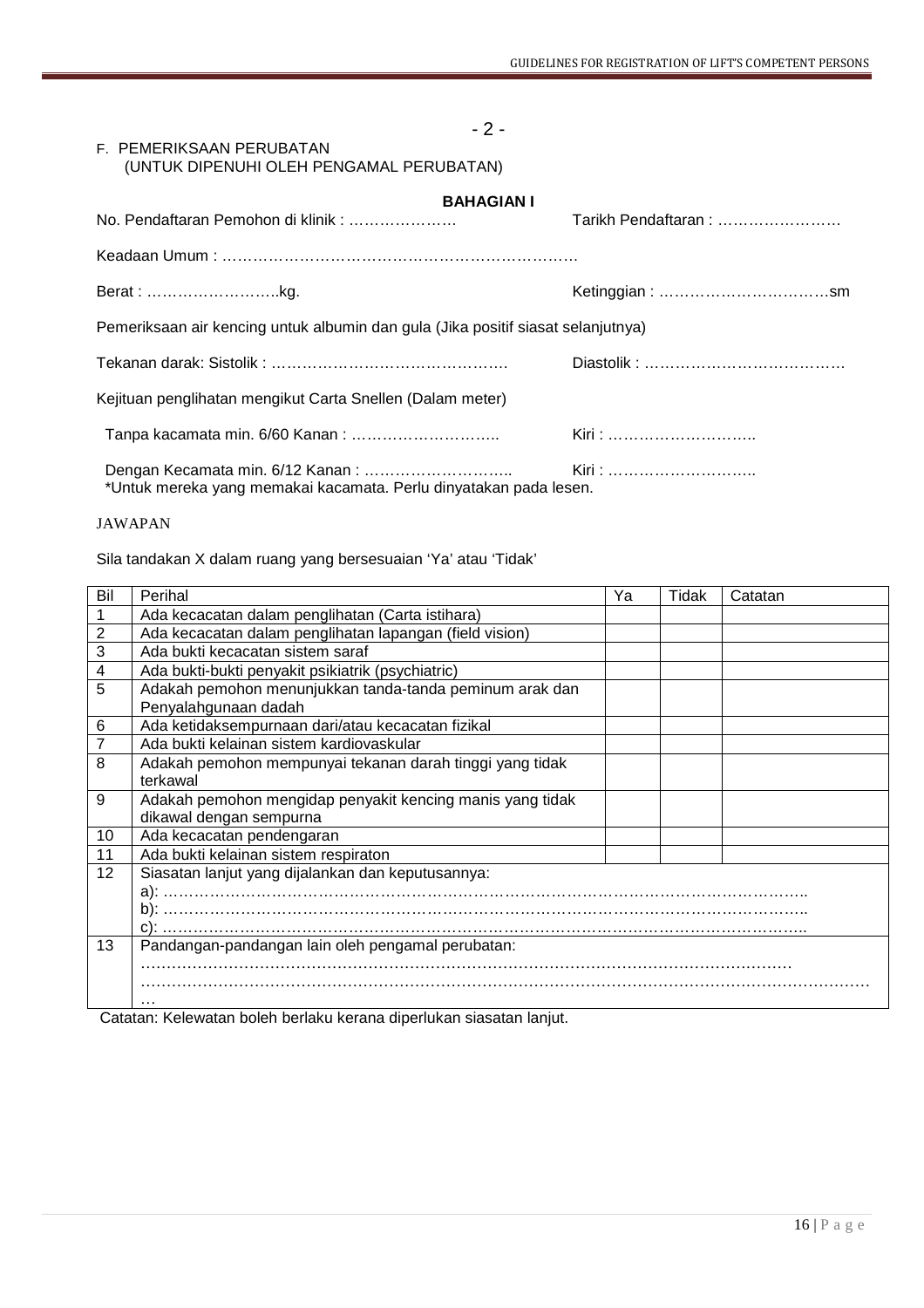- 2 -

F. PEMERIKSAAN PERUBATAN
(UNTUK DIPENUHI OLEH PENGAMAL PERUBATAN)

**BAHAGIAN I**

No. Pendaftaran Pemohon di klinik : ………………… Tarikh Pendaftaran : ……………………

Keadaan Umum : ……………………………………………………………

Berat : ……………………..kg. Ketinggian : ……………………………sm

Pemeriksaan air kencing untuk albumin dan gula (Jika positif siasat selanjutnya)

Tekanan darak: Sistolik : ………………………………………. Diastolik : …………………………………

Kejituan penglihatan mengikut Carta Snellen (Dalam meter)

Tanpa kacamata min. 6/60 Kanan : ……………………….. Kiri : ………………………..

Dengan Kecamata min. 6/12 Kanan : ……………………….. Kiri : ………………………..
*Untuk mereka yang memakai kacamata. Perlu dinyatakan pada lesen.

JAWAPAN

Sila tandakan X dalam ruang yang bersesuaian 'Ya' atau 'Tidak'

| Bil | Perihal | Ya | Tidak | Catatan |
|---|---|---|---|---|
| 1 | Ada kecacatan dalam penglihatan (Carta istihara) | | | |
| 2 | Ada kecacatan dalam penglihatan lapangan (field vision) | | | |
| 3 | Ada bukti kecacatan sistem saraf | | | |
| 4 | Ada bukti-bukti penyakit psikiatrik (psychiatric) | | | |
| 5 | Adakah pemohon menunjukkan tanda-tanda peminum arak dan Penyalahgunaan dadah | | | |
| 6 | Ada ketidaksempurnaan dari/atau kecacatan fizikal | | | |
| 7 | Ada bukti kelainan sistem kardiovaskular | | | |
| 8 | Adakah pemohon mempunyai tekanan darah tinggi yang tidak terkawal | | | |
| 9 | Adakah pemohon mengidap penyakit kencing manis yang tidak dikawal dengan sempurna | | | |
| 10 | Ada kecacatan pendengaran | | | |
| 11 | Ada bukti kelainan sistem respiraton | | | |
| 12 | Siasatan lanjut yang dijalankan dan keputusannya:<br>a): ………………………………………………………………………………………………………..<br>b): ………………………………………………………………………………………………………..<br>c): ……………………………………………………………………………………………………….. | | | |
| 13 | Pandangan-pandangan lain oleh pengamal perubatan:<br>…………………………………………………………………………………………………………<br>…………………………………………………………………………………………………………………… | | | |

Catatan: Kelewatan boleh berlaku kerana diperlukan siasatan lanjut.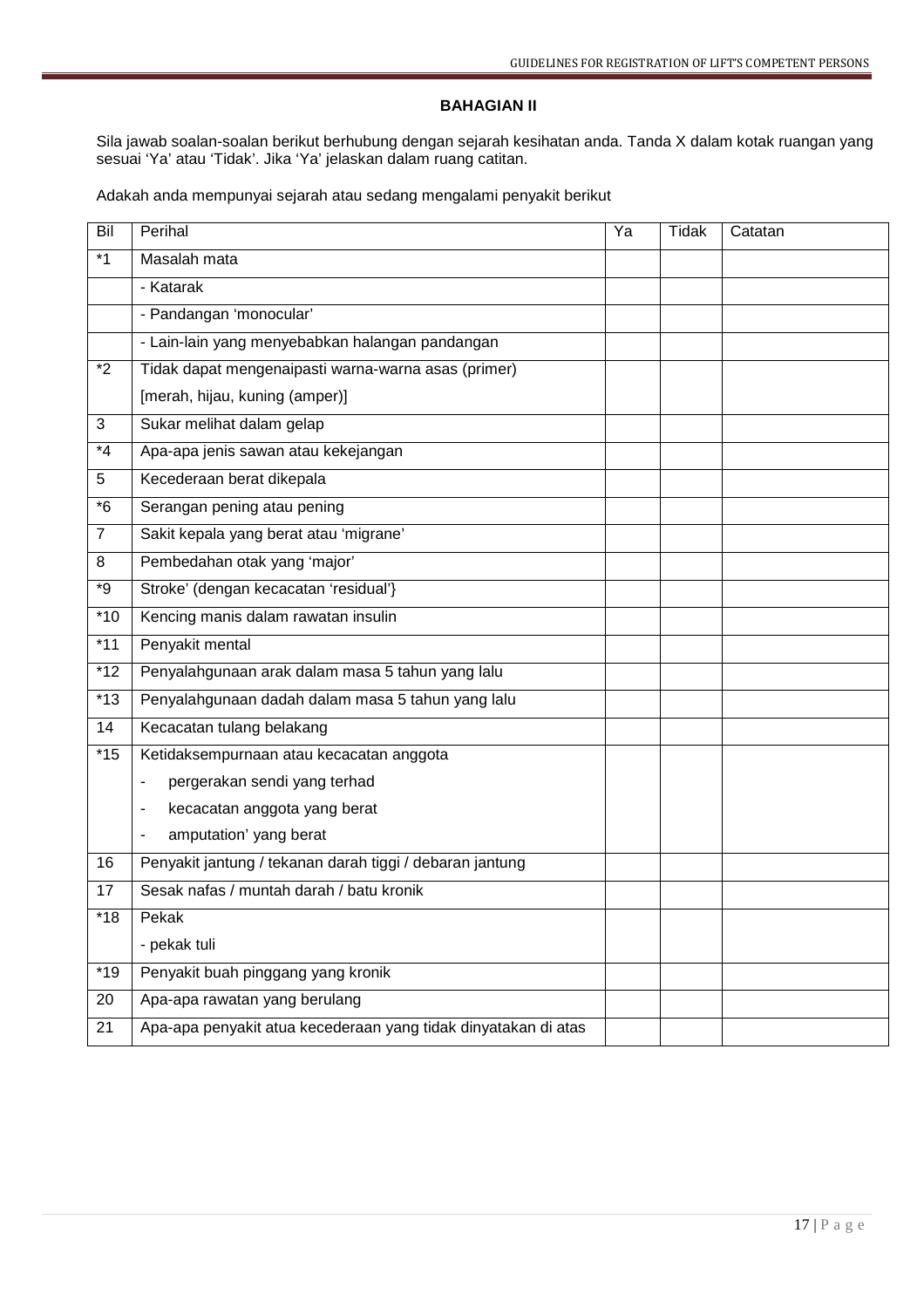**BAHAGIAN II**

Sila jawab soalan-soalan berikut berhubung dengan sejarah kesihatan anda. Tanda X dalam kotak ruangan yang sesuai 'Ya' atau 'Tidak'. Jika 'Ya' jelaskan dalam ruang catitan.

Adakah anda mempunyai sejarah atau sedang mengalami penyakit berikut

| Bil | Perihal | Ya | Tidak | Catatan |
|---|---|---|---|---|
| *1 | Masalah mata | | | |
| | - Katarak | | | |
| | - Pandangan 'monocular' | | | |
| | - Lain-lain yang menyebabkan halangan pandangan | | | |
| *2 | Tidak dapat mengenaipasti warna-warna asas (primer) [merah, hijau, kuning (amper)] | | | |
| 3 | Sukar melihat dalam gelap | | | |
| *4 | Apa-apa jenis sawan atau kekejangan | | | |
| 5 | Kecederaan berat dikepala | | | |
| *6 | Serangan pening atau pening | | | |
| 7 | Sakit kepala yang berat atau 'migrane' | | | |
| 8 | Pembedahan otak yang 'major' | | | |
| *9 | Stroke' (dengan kecacatan 'residual'} | | | |
| *10 | Kencing manis dalam rawatan insulin | | | |
| *11 | Penyakit mental | | | |
| *12 | Penyalahgunaan arak dalam masa 5 tahun yang lalu | | | |
| *13 | Penyalahgunaan dadah dalam masa 5 tahun yang lalu | | | |
| 14 | Kecacatan tulang belakang | | | |
| *15 | Ketidaksempurnaan atau kecacatan anggota<br>- pergerakan sendi yang terhad<br>- kecacatan anggota yang berat<br>- amputation' yang berat | | | |
| 16 | Penyakit jantung / tekanan darah tiggi / debaran jantung | | | |
| 17 | Sesak nafas / muntah darah / batu kronik | | | |
| *18 | Pekak<br>- pekak tuli | | | |
| *19 | Penyakit buah pinggang yang kronik | | | |
| 20 | Apa-apa rawatan yang berulang | | | |
| 21 | Apa-apa penyakit atua kecederaan yang tidak dinyatakan di atas | | | |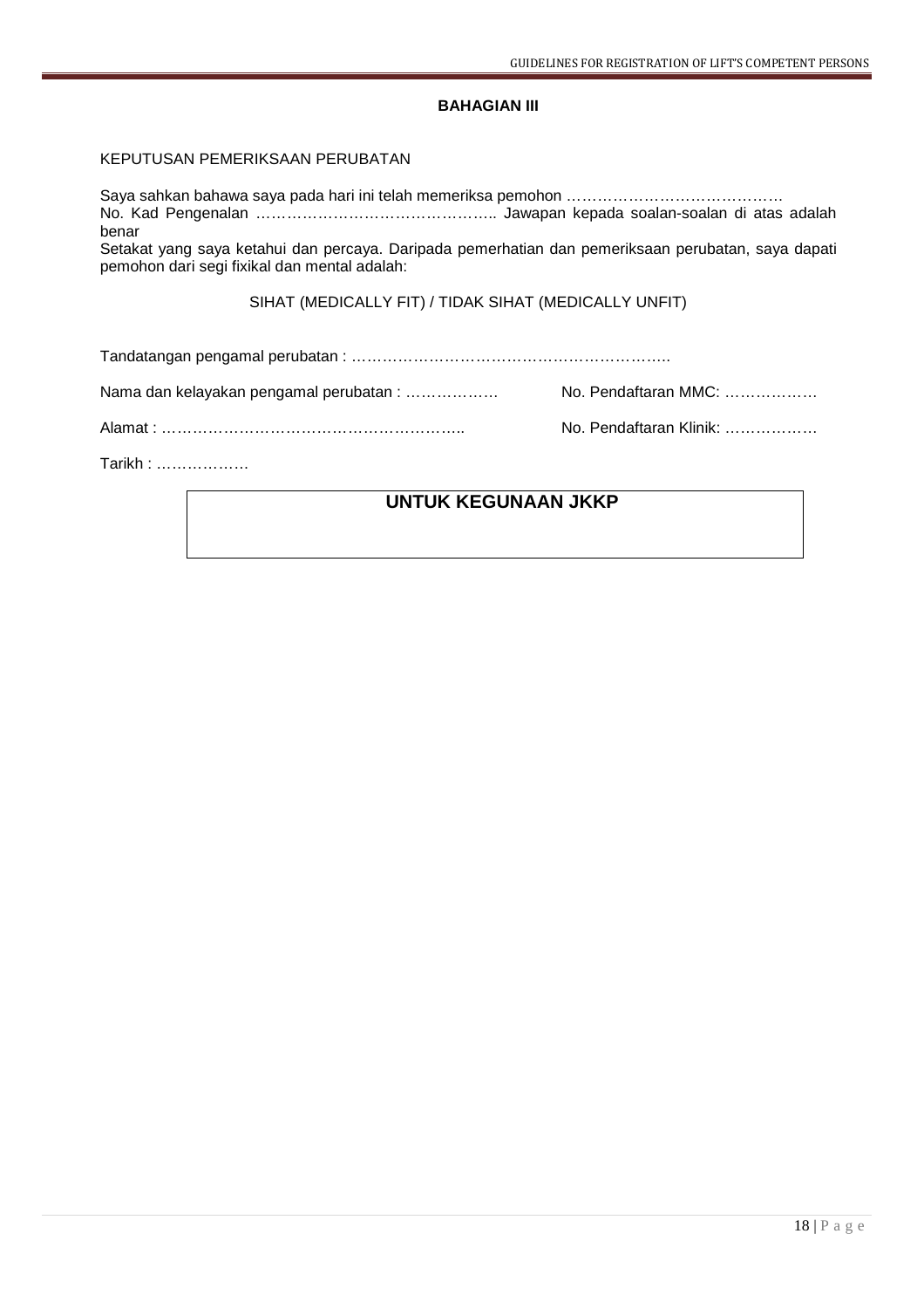**BAHAGIAN III**

KEPUTUSAN PEMERIKSAAN PERUBATAN

Saya sahkan bahawa saya pada hari ini telah memeriksa pemohon ……………………………………
No. Kad Pengenalan ……………………………………….. Jawapan kepada soalan-soalan di atas adalah benar
Setakat yang saya ketahui dan percaya. Daripada pemerhatian dan pemeriksaan perubatan, saya dapati pemohon dari segi fixikal dan mental adalah:

SIHAT (MEDICALLY FIT) / TIDAK SIHAT (MEDICALLY UNFIT)

Tandatangan pengamal perubatan : ……………………………………………………..

Nama dan kelayakan pengamal perubatan : ………………     No. Pendaftaran MMC: ………………

Alamat : …………………………………………………..     No. Pendaftaran Klinik: ………………

Tarikh : ……………….

| **UNTUK KEGUNAAN JKKP** |
|---|
| |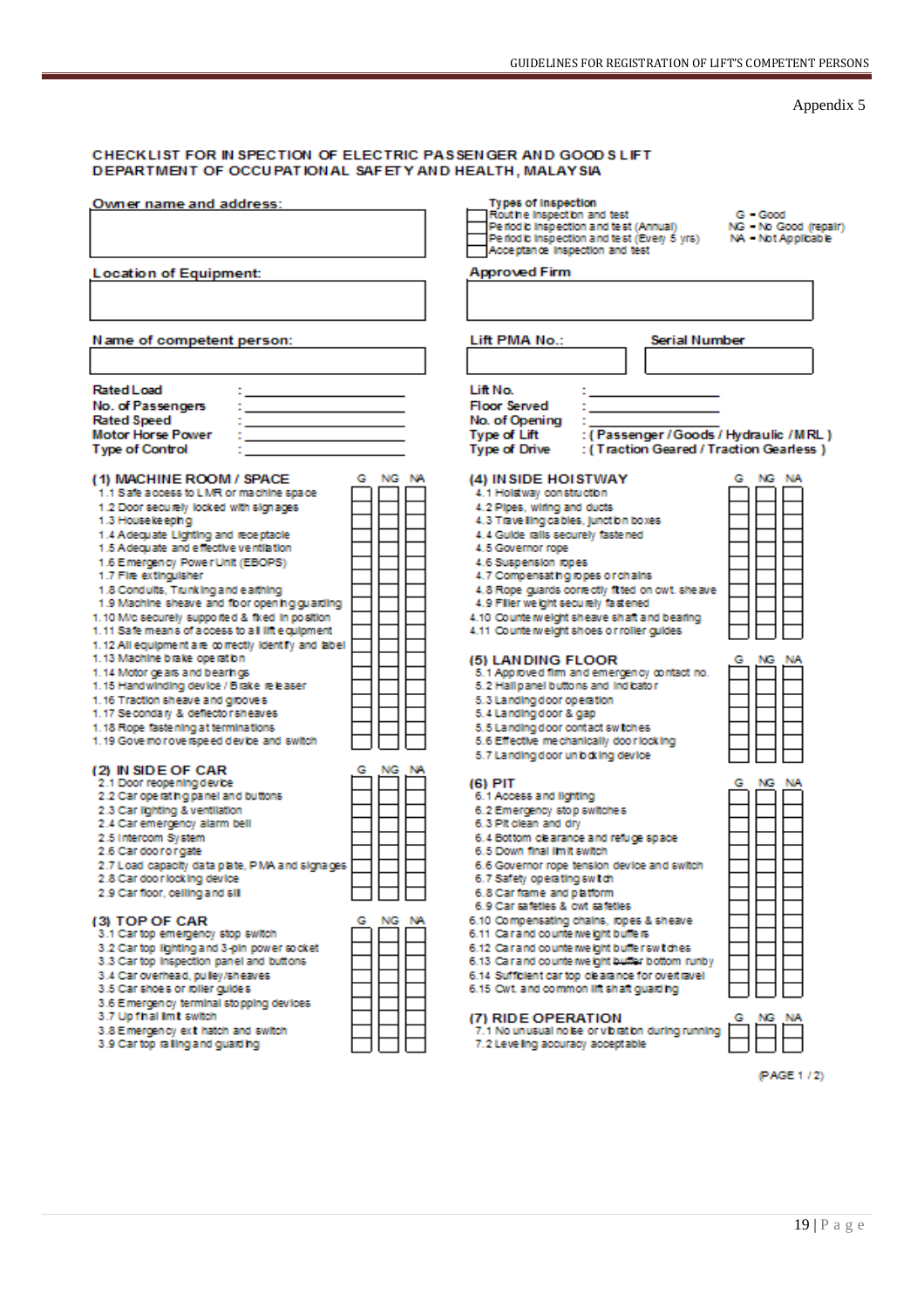Appendix 5

**CHECKLIST FOR INSPECTION OF ELECTRIC PASSENGER AND GOODS LIFT**
**DEPARTMENT OF OCCUPATIONAL SAFETY AND HEALTH, MALAYSIA**

**Owner name and address:**

**Types of Inspection**

- ☐ Routine inspection and test
- ☐ Periodic inspection and test (Annual)
- ☐ Periodic inspection and test (Every 5 yrs)
- ☐ Acceptance inspection and test

G = Good
NG = No Good (repair)
NA = Not Applicable

**Location of Equipment:**

**Approved Firm**

**Name of competent person:**

**Lift PMA No.:** | **Serial Number**

Rated Load : ____________
No. of Passengers : ____________
Rated Speed : ____________
Motor Horse Power : ____________
Type of Control : ____________

Lift No. : ____________
Floor Served : ____________
No. of Opening : ____________
Type of Lift : ( Passenger / Goods / Hydraulic / MRL )
Type of Drive : ( Traction Geared / Traction Gearless )

| (1) MACHINE ROOM / SPACE | G | NG | NA |
|---|---|---|---|
| 1.1 Safe access to LMR or machine space | | | |
| 1.2 Door securely locked with signages | | | |
| 1.3 Housekeeping | | | |
| 1.4 Adequate Lighting and receptacle | | | |
| 1.5 Adequate and effective ventilation | | | |
| 1.6 Emergency Power Unit (EBOPS) | | | |
| 1.7 Fire extinguisher | | | |
| 1.8 Conduits, Trunking and earthing | | | |
| 1.9 Machine sheave and floor opening guarding | | | |
| 1.10 M/c securely supported & fixed in position | | | |
| 1.11 Safe means of access to all lift equipment | | | |
| 1.12 All equipment are correctly identify and label | | | |
| 1.13 Machine brake operation | | | |
| 1.14 Motor gears and bearings | | | |
| 1.15 Handwinding device / Brake releaser | | | |
| 1.16 Traction sheave and grooves | | | |
| 1.17 Secondary & deflector sheaves | | | |
| 1.18 Rope fastening at terminations | | | |
| 1.19 Governor overspeed device and switch | | | |

| (2) INSIDE OF CAR | G | NG | NA |
|---|---|---|---|
| 2.1 Door reopening device | | | |
| 2.2 Car operating panel and buttons | | | |
| 2.3 Car lighting & ventilation | | | |
| 2.4 Car emergency alarm bell | | | |
| 2.5 Intercom System | | | |
| 2.6 Car door or gate | | | |
| 2.7 Load capacity data plate, PMA and signages | | | |
| 2.8 Car door locking device | | | |
| 2.9 Car floor, ceiling and sill | | | |

| (3) TOP OF CAR | G | NG | NA |
|---|---|---|---|
| 3.1 Car top emergency stop switch | | | |
| 3.2 Car top lighting and 3-pin power socket | | | |
| 3.3 Car top inspection panel and buttons | | | |
| 3.4 Car overhead, pulley/sheaves | | | |
| 3.5 Car shoes or roller guides | | | |
| 3.6 Emergency terminal stopping devices | | | |
| 3.7 Up final limit switch | | | |
| 3.8 Emergency exit hatch and switch | | | |
| 3.9 Car top railing and guarding | | | |

| (4) INSIDE HOISTWAY | G | NG | NA |
|---|---|---|---|
| 4.1 Hoistway construction | | | |
| 4.2 Pipes, wiring and ducts | | | |
| 4.3 Travelling cables, junction boxes | | | |
| 4.4 Guide rails securely fastened | | | |
| 4.5 Governor rope | | | |
| 4.6 Suspension ropes | | | |
| 4.7 Compensating ropes or chains | | | |
| 4.8 Rope guards correctly fitted on cwt. sheave | | | |
| 4.9 Filler weight securely fastened | | | |
| 4.10 Counterweight sheave shaft and bearing | | | |
| 4.11 Counterweight shoes or roller guides | | | |

| (5) LANDING FLOOR | G | NG | NA |
|---|---|---|---|
| 5.1 Approved firm and emergency contact no. | | | |
| 5.2 Hall panel buttons and indicator | | | |
| 5.3 Landing door operation | | | |
| 5.4 Landing door & gap | | | |
| 5.5 Landing door contact switches | | | |
| 5.6 Effective mechanically door locking | | | |
| 5.7 Landing door unlocking device | | | |

| (6) PIT | G | NG | NA |
|---|---|---|---|
| 6.1 Access and lighting | | | |
| 6.2 Emergency stop switches | | | |
| 6.3 Pit clean and dry | | | |
| 6.4 Bottom clearance and refuge space | | | |
| 6.5 Down final limit switch | | | |
| 6.6 Governor rope tension device and switch | | | |
| 6.7 Safety operating switch | | | |
| 6.8 Car frame and platform | | | |
| 6.9 Car safeties & cwt safeties | | | |
| 6.10 Compensating chains, ropes & sheave | | | |
| 6.11 Car and counterweight buffers | | | |
| 6.12 Car and counterweight buffer switches | | | |
| 6.13 Car and counterweight buffer bottom runby | | | |
| 6.14 Sufficient car top clearance for overtravel | | | |
| 6.15 Cwt. and common lift shaft guarding | | | |

| (7) RIDE OPERATION | G | NG | NA |
|---|---|---|---|
| 7.1 No unusual noise or vibration during running | | | |
| 7.2 Leveling accuracy acceptable | | | |

(PAGE 1 / 2)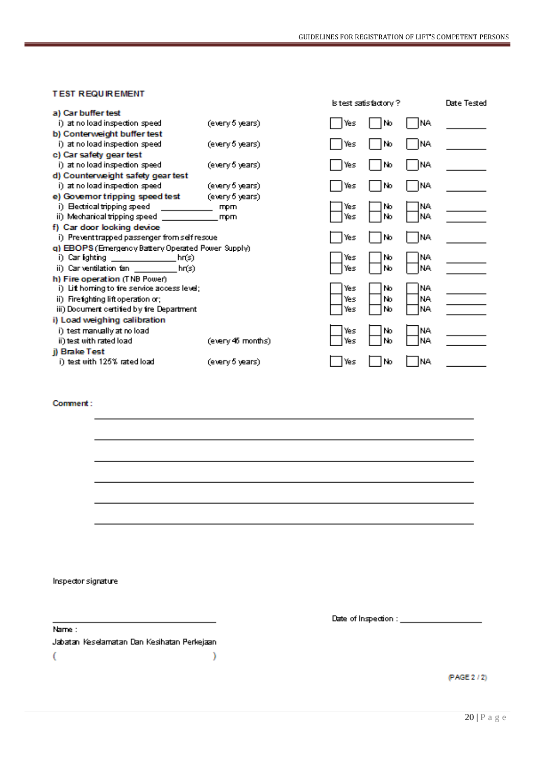**TEST REQUIREMENT**

| | | Is test satisfactory ? | | | Date Tested |
|---|---|---|---|---|---|
| **a) Car buffer test** | | | | | |
| i) at no load inspection speed | (every 5 years) | ☐ Yes | ☐ No | ☐ NA | ________ |
| **b) Conterweight buffer test** | | | | | |
| i) at no load inspection speed | (every 5 years) | ☐ Yes | ☐ No | ☐ NA | ________ |
| **c) Car safety gear test** | | | | | |
| i) at no load inspection speed | (every 5 years) | ☐ Yes | ☐ No | ☐ NA | ________ |
| **d) Counterweight safety gear test** | | | | | |
| i) at no load inspection speed | (every 5 years) | ☐ Yes | ☐ No | ☐ NA | ________ |
| **e) Governor tripping speed test** | (every 5 years) | | | | |
| i) Electrical tripping speed __________ mpm | | ☐ Yes | ☐ No | ☐ NA | ________ |
| ii) Mechanical tripping speed __________ mpm | | ☐ Yes | ☐ No | ☐ NA | ________ |
| **f) Car door locking device** | | | | | |
| i) Prevent trapped passenger from self rescue | | ☐ Yes | ☐ No | ☐ NA | ________ |
| **g) EBOPS** (Emergency Battery Operated Power Supply) | | | | | |
| i) Car lighting __________ hr(s) | | ☐ Yes | ☐ No | ☐ NA | ________ |
| ii) Car ventilation fan __________ hr(s) | | ☐ Yes | ☐ No | ☐ NA | ________ |
| **h) Fire operation** (TNB Power) | | | | | |
| i) Lift homing to fire service access level; | | ☐ Yes | ☐ No | ☐ NA | ________ |
| ii) Firefighting lift operation or; | | ☐ Yes | ☐ No | ☐ NA | ________ |
| iii) Document certified by fire Department | | ☐ Yes | ☐ No | ☐ NA | ________ |
| **i) Load weighing calibration** | | | | | |
| i) test manually at no load | | ☐ Yes | ☐ No | ☐ NA | ________ |
| ii) test with rated load | (every 45 months) | ☐ Yes | ☐ No | ☐ NA | ________ |
| **j) Brake Test** | | | | | |
| i) test with 125% rated load | (every 5 years) | ☐ Yes | ☐ No | ☐ NA | ________ |

Comment :

______________________________________________________________

______________________________________________________________

______________________________________________________________

______________________________________________________________

______________________________________________________________

______________________________________________________________

Inspector signature

______________________________

Name :

Jabatan Keselamatan Dan Kesihatan Pekerjaan

( )

Date of Inspection : ____________________

(PAGE 2 / 2)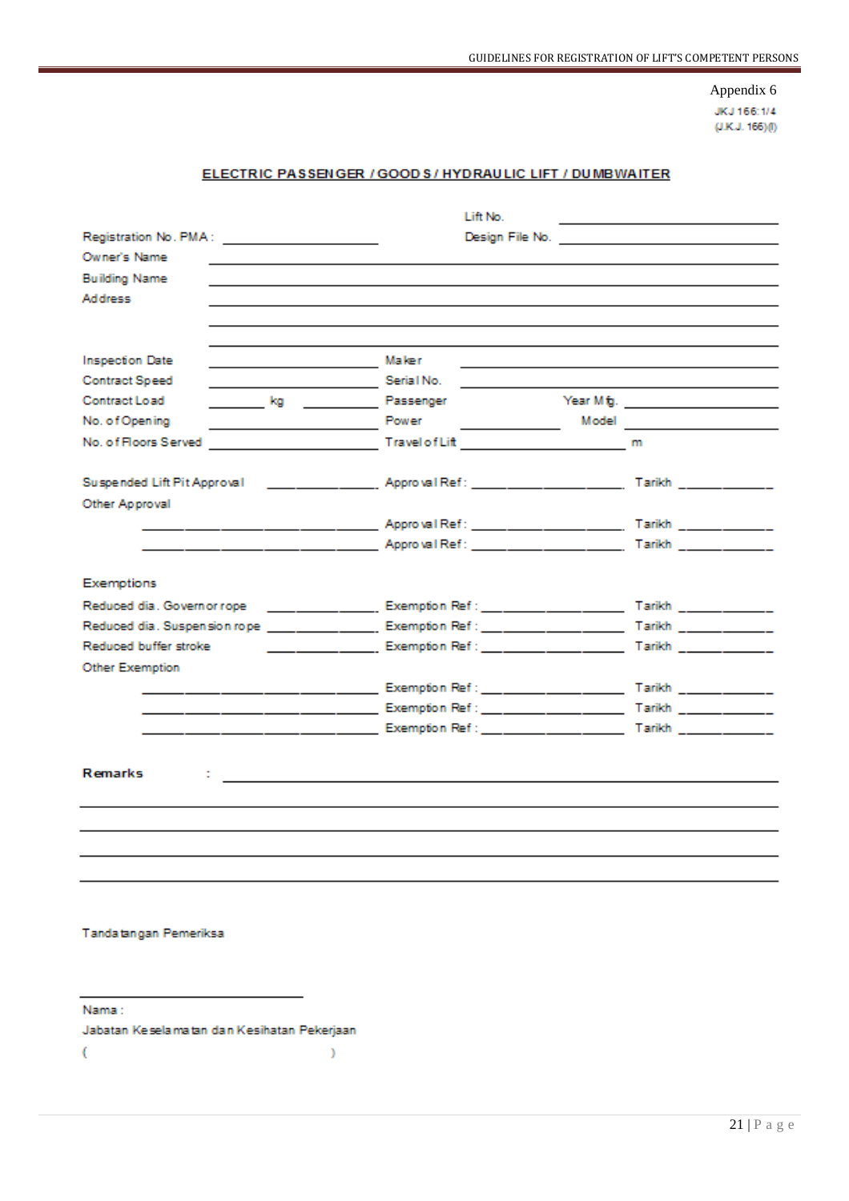Appendix 6

JKJ 166:1/4
(J.K.J. 166)(I)

## ELECTRIC PASSENGER / GOODS / HYDRAULIC LIFT / DUMBWAITER

Lift No. ____________________

Registration No. PMA : ____________________ Design File No. ____________________

Owner's Name ____________________

Building Name ____________________

Address ____________________

____________________

____________________

Inspection Date ____________________ Maker ____________________

Contract Speed ____________________ Serial No. ____________________

Contract Load ________ kg ________ Passenger Year Mfg. ____________________

No. of Opening ____________________ Power ____________ Model ____________________

No. of Floors Served ____________________ Travel of Lift ____________________ m

Suspended Lift Pit Approval ____________ Approval Ref : ________________ Tarikh __________

Other Approval

____________________ Approval Ref : ________________ Tarikh __________

____________________ Approval Ref : ________________ Tarikh __________

Exemptions

Reduced dia. Governor rope ____________ Exemption Ref : ________________ Tarikh __________

Reduced dia. Suspension rope ____________ Exemption Ref : ________________ Tarikh __________

Reduced buffer stroke ____________ Exemption Ref : ________________ Tarikh __________

Other Exemption

____________________ Exemption Ref : ________________ Tarikh __________

____________________ Exemption Ref : ________________ Tarikh __________

____________________ Exemption Ref : ________________ Tarikh __________

**Remarks** : ____________________

____________________

____________________

____________________

____________________

Tandatangan Pemeriksa

____________________

Nama :

Jabatan Keselamatan dan Kesihatan Pekerjaan

( )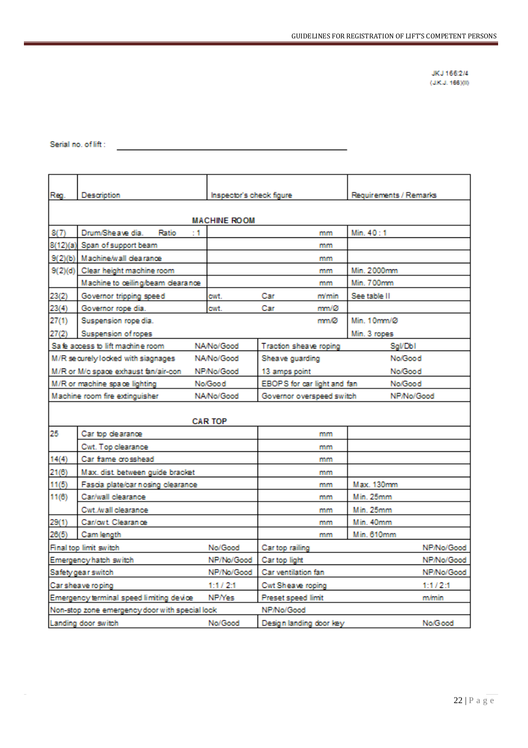JKJ 166:2/4
(J.K.J. 166)(II)

Serial no. of lift : ___________________________

| Reg. | Description | Inspector's check figure | | | Requirements / Remarks |
|---|---|---|---|---|---|
| **MACHINE ROOM** | | | | | |
| 8(7) | Drum/Sheave dia. Ratio : 1 | | | mm | Min. 40 : 1 |
| 8(12)(a) | Span of support beam | | | mm | |
| 9(2)(b) | Machine/wall clearance | | | mm | |
| 9(2)(d) | Clear height machine room | | | mm | Min. 2000mm |
| | Machine to ceiling/beam clearance | | | mm | Min. 700mm |
| 23(2) | Governor tripping speed | cwt. | Car | m/min | See table II |
| 23(4) | Governor rope dia. | cwt. | Car | mm/Ø | |
| 27(1) | Suspension rope dia. | | | mm/Ø | Min. 10mm/Ø |
| 27(2) | Suspension of ropes | | | | Min. 3 ropes |

| Item | Status | Item | Status |
|---|---|---|---|
| Safe access to lift machine room | NA/No/Good | Traction sheave roping | Sgl/Dbl |
| M/R securely locked with siagnages | NA/No/Good | Sheave guarding | No/Good |
| M/R or M/c space exhaust fan/air-con | NP/No/Good | 13 amps point | No/Good |
| M/R or machine space lighting | No/Good | EBOPS for car light and fan | No/Good |
| Machine room fire extinguisher | NA/No/Good | Governor overspeed switch | NP/No/Good |

| Reg. | Description | Inspector's check figure | Requirements / Remarks |
|---|---|---|---|
| **CAR TOP** | | | |
| 25 | Car top clearance | mm | |
| | Cwt. Top clearance | mm | |
| 14(4) | Car frame crosshead | mm | |
| 21(6) | Max. dist. between guide bracket | mm | |
| 11(5) | Fascia plate/car nosing clearance | mm | Max. 130mm |
| 11(6) | Car/wall clearance | mm | Min. 25mm |
| | Cwt./wall clearance | mm | Min. 25mm |
| 29(1) | Car/cwt. Clearance | mm | Min. 40mm |
| 26(5) | Cam length | mm | Min. 610mm |

| Item | Status | Item | Status |
|---|---|---|---|
| Final top limit switch | No/Good | Car top railing | NP/No/Good |
| Emergency hatch switch | NP/No/Good | Car top light | NP/No/Good |
| Safety gear switch | NP/No/Good | Car ventilation fan | NP/No/Good |
| Car sheave roping | 1:1 / 2:1 | Cwt Sheave roping | 1:1 / 2:1 |
| Emergency terminal speed limiting device | NP/Yes | Preset speed limit | m/min |
| Non-stop zone emergency door with special lock | | NP/No/Good | |
| Landing door switch | No/Good | Design landing door key | No/Good |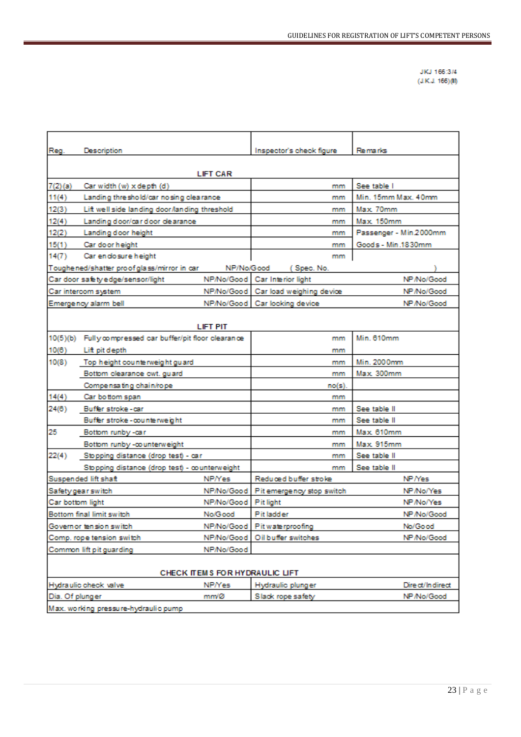JKJ 166:3/4
(J.K.J. 166)(III)

| Reg. | Description | Inspector's check figure | Remarks |
|---|---|---|---|
| | **LIFT CAR** | | |
| 7(2)(a) | Car width (w) x depth (d) | mm | See table I |
| 11(4) | Landing threshold/car nosing clearance | mm | Min. 15mm Max. 40mm |
| 12(3) | Lift well side landing door/landing threshold | mm | Max. 70mm |
| 12(4) | Landing door/car door clearance | mm | Max. 150mm |
| 12(2) | Landing door height | mm | Passenger - Min.2000mm |
| 15(1) | Car door height | mm | Goods - Min.1830mm |
| 14(7) | Car enclosure height | mm | |
| Toughened/shatter proof glass/mirror in car | NP/No/Good | ( Spec. No. | ) |
| Car door safety edge/sensor/light | NP/No/Good | Car Interior light | NP/No/Good |
| Car intercom system | NP/No/Good | Car load weighing device | NP/No/Good |
| Emergency alarm bell | NP/No/Good | Car locking device | NP/No/Good |
| | **LIFT PIT** | | |
| 10(5)(b) | Fully compressed car buffer/pit floor clearance | mm | Min. 610mm |
| 10(6) | Lift pit depth | mm | |
| 10(8) | Top height counterweight guard | mm | Min. 2000mm |
| | Bottom clearance cwt. guard | mm | Max. 300mm |
| | Compensating chain/rope | no(s). | |
| 14(4) | Car bottom span | mm | |
| 24(6) | Buffer stroke - car | mm | See table II |
| | Buffer stroke - counterweight | mm | See table II |
| 25 | Bottom runby - car | mm | Max. 610mm |
| | Bottom runby - counterweight | mm | Max. 915mm |
| 22(4) | Stopping distance (drop test) - car | mm | See table II |
| | Stopping distance (drop test) - counterweight | mm | See table II |
| Suspended lift shaft | NP/Yes | Reduced buffer stroke | NP/Yes |
| Safety gear switch | NP/No/Good | Pit emergency stop switch | NP/No/Yes |
| Car bottom light | NP/No/Good | Pit light | NP/No/Yes |
| Bottom final limit switch | No/Good | Pit ladder | NP/No/Good |
| Governor tension switch | NP/No/Good | Pit waterproofing | No/Good |
| Comp. rope tension switch | NP/No/Good | Oil buffer switches | NP/No/Good |
| Common lift pit guarding | NP/No/Good | | |
| | **CHECK ITEMS FOR HYDRAULIC LIFT** | | |
| Hydraulic check valve | NP/Yes | Hydraulic plunger | Direct/Indirect |
| Dia. Of plunger | mm/Ø | Slack rope safety | NP/No/Good |
| Max. working pressure-hydraulic pump | | | |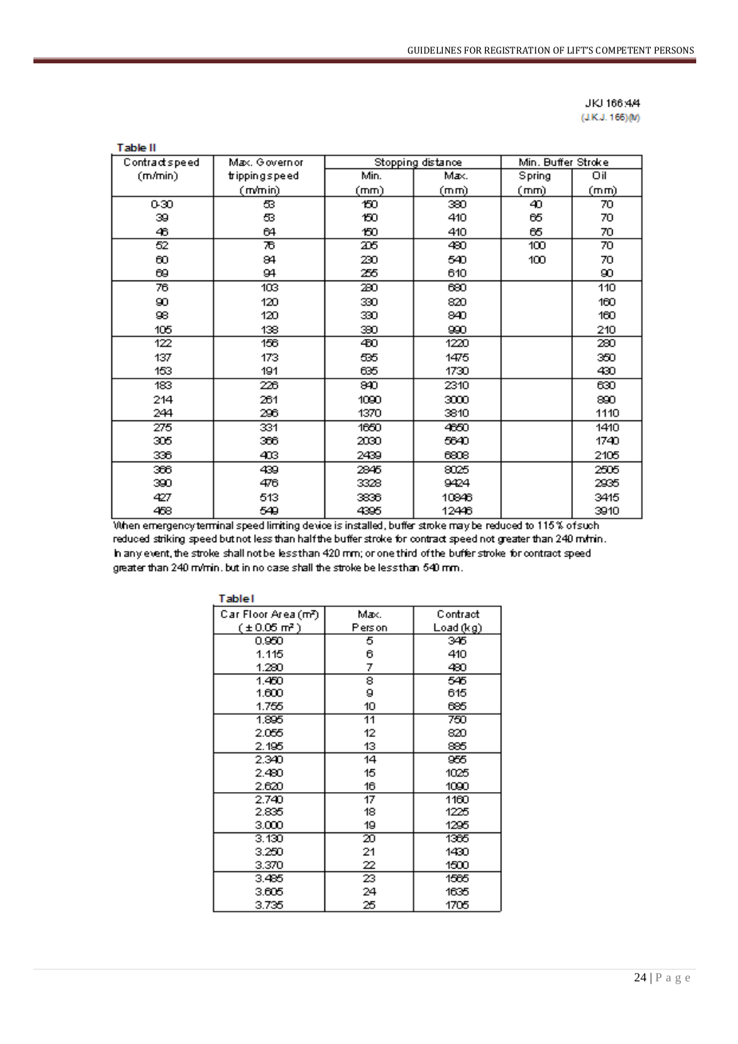JKJ 166:4/4
(J.K.J. 166)(M)

**Table II**

| Contract speed (m/min) | Max. Governor tripping speed (m/min) | Stopping distance | | Min. Buffer Stroke | |
|---|---|---|---|---|---|
| | | Min. (mm) | Max. (mm) | Spring (mm) | Oil (mm) |
| 0-30 | 53 | 150 | 380 | 40 | 70 |
| 39 | 53 | 150 | 410 | 65 | 70 |
| 46 | 64 | 150 | 410 | 65 | 70 |
| 52 | 76 | 205 | 480 | 100 | 70 |
| 60 | 84 | 230 | 540 | 100 | 70 |
| 69 | 94 | 255 | 610 | | 90 |
| 76 | 103 | 280 | 680 | | 110 |
| 90 | 120 | 330 | 820 | | 160 |
| 98 | 120 | 330 | 840 | | 160 |
| 105 | 138 | 380 | 990 | | 210 |
| 122 | 156 | 450 | 1220 | | 280 |
| 137 | 173 | 535 | 1475 | | 350 |
| 153 | 191 | 635 | 1730 | | 430 |
| 183 | 226 | 840 | 2310 | | 630 |
| 214 | 261 | 1090 | 3000 | | 890 |
| 244 | 296 | 1370 | 3810 | | 1110 |
| 275 | 331 | 1650 | 4650 | | 1410 |
| 305 | 366 | 2030 | 5640 | | 1740 |
| 336 | 403 | 2439 | 6808 | | 2105 |
| 366 | 439 | 2845 | 8025 | | 2505 |
| 390 | 476 | 3328 | 9424 | | 2935 |
| 427 | 513 | 3836 | 10846 | | 3415 |
| 458 | 549 | 4395 | 12446 | | 3910 |

When emergency terminal speed limiting device is installed, buffer stroke may be reduced to 115% of such reduced striking speed but not less than half the buffer stroke for contract speed not greater than 240 m/min. In any event, the stroke shall not be less than 420 mm; or one third of the buffer stroke for contract speed greater than 240 m/min. but in no case shall the stroke be less than 540 mm.

**Table I**

| Car Floor Area (m²) (± 0.05 m²) | Max. Person | Contract Load (kg) |
|---|---|---|
| 0.950 | 5 | 345 |
| 1.115 | 6 | 410 |
| 1.280 | 7 | 480 |
| 1.450 | 8 | 545 |
| 1.600 | 9 | 615 |
| 1.755 | 10 | 685 |
| 1.895 | 11 | 750 |
| 2.055 | 12 | 820 |
| 2.195 | 13 | 885 |
| 2.340 | 14 | 955 |
| 2.480 | 15 | 1025 |
| 2.620 | 16 | 1090 |
| 2.740 | 17 | 1160 |
| 2.835 | 18 | 1225 |
| 3.000 | 19 | 1295 |
| 3.130 | 20 | 1365 |
| 3.250 | 21 | 1430 |
| 3.370 | 22 | 1500 |
| 3.485 | 23 | 1565 |
| 3.605 | 24 | 1635 |
| 3.735 | 25 | 1705 |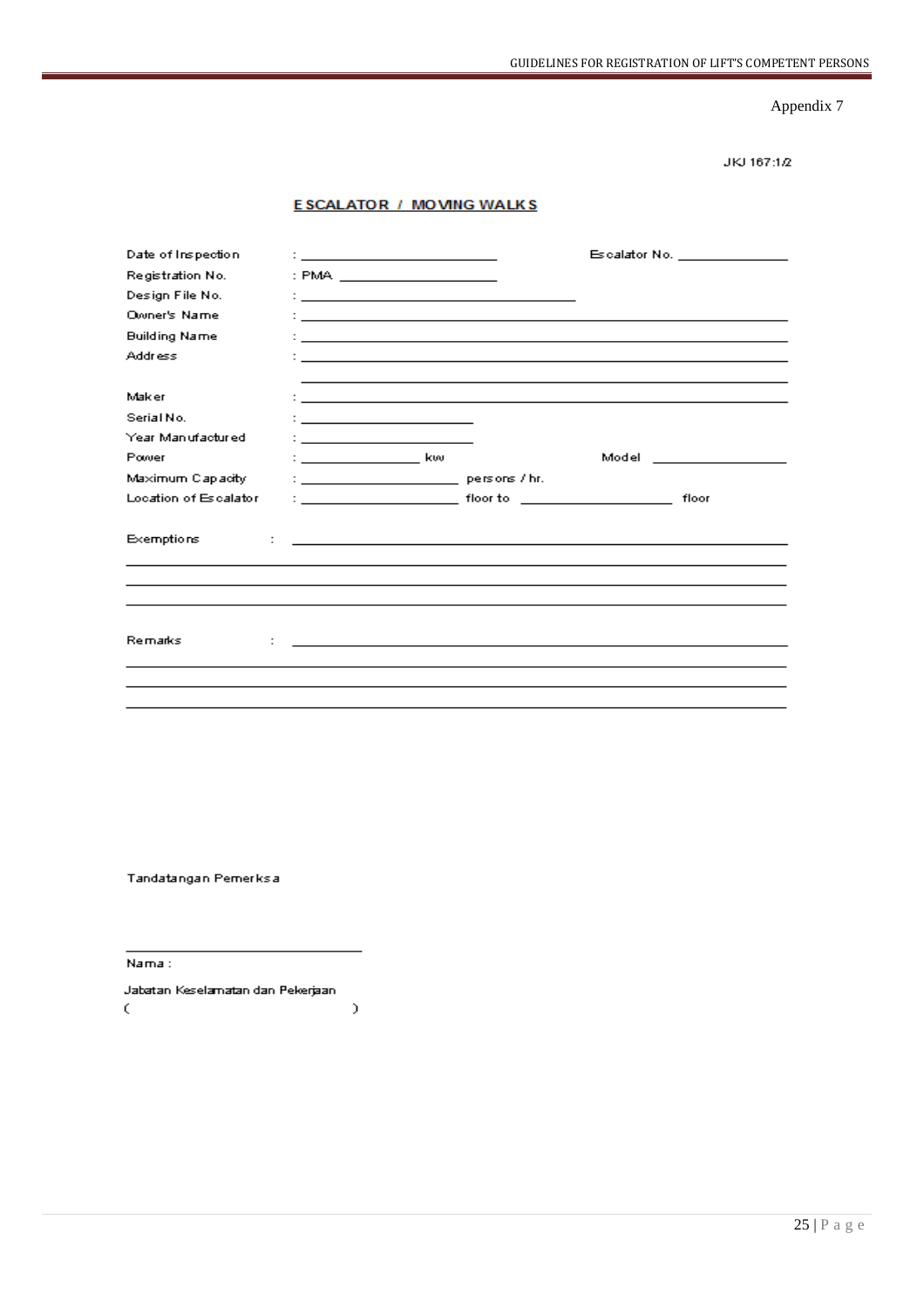Appendix 7

JKJ 167:1/2

## ESCALATOR / MOVING WALKS

Date of Inspection : ____________________ Escalator No. ____________

Registration No. : PMA ________________

Design File No. : ____________________________

Owner's Name : ________________________________________________

Building Name : ________________________________________________

Address : ________________________________________________

________________________________________________

Maker : ________________________________________________

Serial No. : ____________________

Year Manufactured : ____________________

Power : ______________ kw Model ______________

Maximum Capacity : __________________ persons / hr.

Location of Escalator : __________________ floor to __________________ floor

Exemptions : ________________________________________________

________________________________________________________________

________________________________________________________________

________________________________________________________________

Remarks : ________________________________________________

________________________________________________________________

________________________________________________________________

________________________________________________________________

Tandatangan Pemeriksa

______________________________

Nama :

Jabatan Keselamatan dan Pekerjaan

( )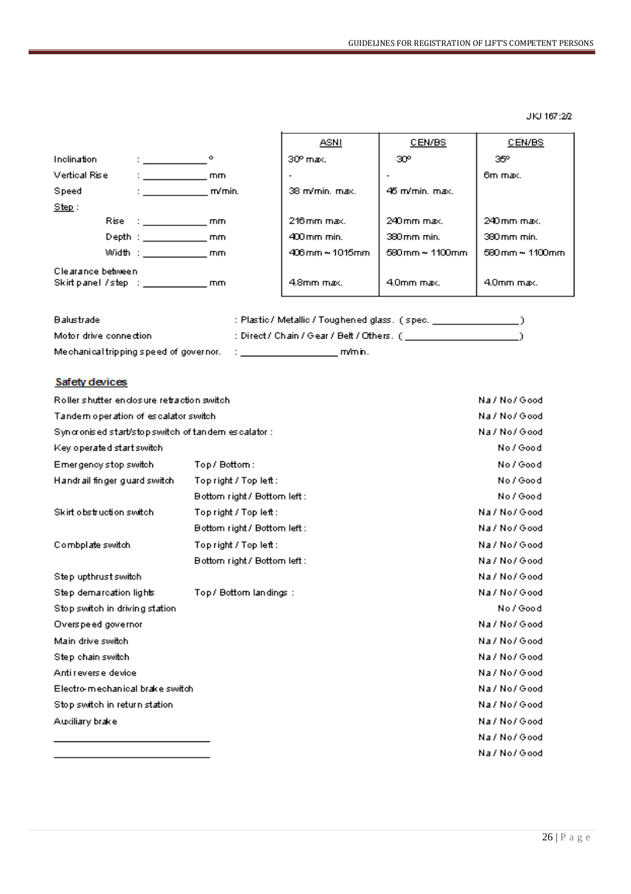JKJ 167:2/2

| | | ASNI | CEN/BS | CEN/BS |
|---|---|---|---|---|
| Inclination | : ____________ ° | 30° max. | 30° | 35° |
| Vertical Rise | : ____________ mm | - | - | 6m max. |
| Speed | : ____________ m/min. | 38 m/min. max. | 45 m/min. max. | |
| Step : | | | | |
| Rise | : ____________ mm | 216mm max. | 240mm max. | 240mm max. |
| Depth | : ____________ mm | 400mm min. | 380mm min. | 380mm min. |
| Width | : ____________ mm | 406mm ~ 1015mm | 580mm ~ 1100mm | 580mm ~ 1100mm |
| Clearance between Skirt panel / step | : ____________ mm | 4.8mm max. | 4.0mm max. | 4.0mm max. |

Balustrade : Plastic / Metallic / Toughened glass. ( spec. ________________ )

Motor drive connection : Direct / Chain / Gear / Belt / Others. ( ____________________ )

Mechanical tripping speed of governor. : __________________ m/min.

## Safety devices

| | | |
|---|---|---|
| Roller shutter enclosure retraction switch | | Na / No / Good |
| Tandem operation of escalator switch | | Na / No / Good |
| Syncronised start/stop switch of tandem escalator : | | Na / No / Good |
| Key operated start switch | | No / Good |
| Emergency stop switch | Top / Bottom : | No / Good |
| Handrail finger guard switch | Top right / Top left : | No / Good |
| | Bottom right / Bottom left : | No / Good |
| Skirt obstruction switch | Top right / Top left : | Na / No / Good |
| | Bottom right / Bottom left : | Na / No / Good |
| Combplate switch | Top right / Top left : | Na / No / Good |
| | Bottom right / Bottom left : | Na / No / Good |
| Step upthrust switch | | Na / No / Good |
| Step demarcation lights | Top / Bottom landings : | Na / No / Good |
| Stop switch in driving station | | No / Good |
| Overspeed governor | | Na / No / Good |
| Main drive switch | | Na / No / Good |
| Step chain switch | | Na / No / Good |
| Anti reverse device | | Na / No / Good |
| Electro-mechanical brake switch | | Na / No / Good |
| Stop switch in return station | | Na / No / Good |
| Auxiliary brake | | Na / No / Good |
| ____________________________ | | Na / No / Good |
| ____________________________ | | Na / No / Good |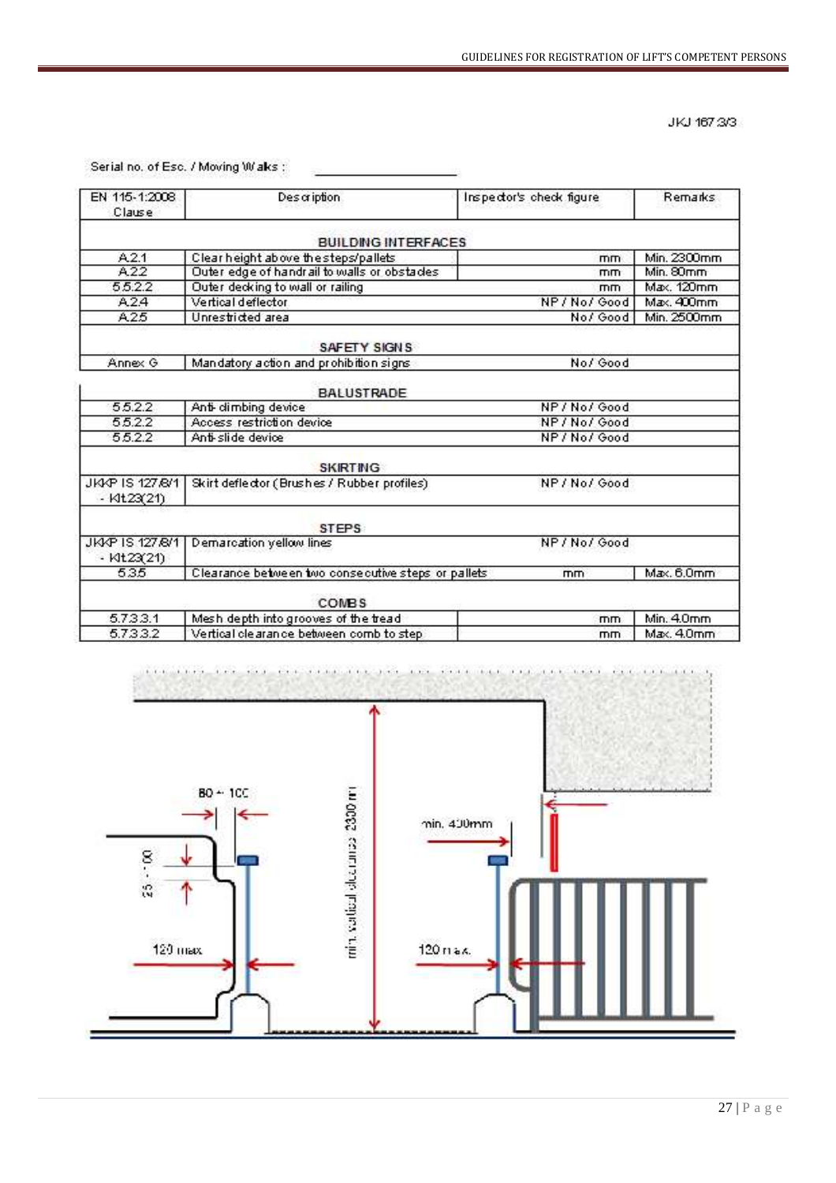JKJ 167 3/3

Serial no. of Esc. / Moving Walks : ____________________

| EN 115-1:2008 Clause | Description | Inspector's check figure | Remarks |
|---|---|---|---|
| **BUILDING INTERFACES** | | | |
| A.2.1 | Clear height above the steps/pallets | mm | Min. 2300mm |
| A.2.2 | Outer edge of handrail to walls or obstacles | mm | Min. 80mm |
| 5.5.2.2 | Outer decking to wall or railing | mm | Max. 120mm |
| A.2.4 | Vertical deflector | NP / No / Good | Max. 400mm |
| A.2.5 | Unrestricted area | No / Good | Min. 2500mm |
| **SAFETY SIGNS** | | | |
| Annex G | Mandatory action and prohibition signs | No / Good | |
| **BALUSTRADE** | | | |
| 5.5.2.2 | Anti-climbing device | NP / No / Good | |
| 5.5.2.2 | Access restriction device | NP / No / Good | |
| 5.5.2.2 | Anti-slide device | NP / No / Good | |
| **SKIRTING** | | | |
| JKKP IS 127.8/1 - Klt.23(21) | Skirt deflector (Brushes / Rubber profiles) | NP / No / Good | |
| **STEPS** | | | |
| JKKP IS 127.8/1 - Klt.23(21) | Demarcation yellow lines | NP / No / Good | |
| 5.3.5 | Clearance between two consecutive steps or pallets | mm | Max. 6.0mm |
| **COMBS** | | | |
| 5.7.3.3.1 | Mesh depth into grooves of the tread | mm | Min. 4.0mm |
| 5.7.3.3.2 | Vertical clearance between comb to step | mm | Max. 4.0mm |

80 ÷ 100

25 ÷ 100

120 max

min. vertical clearance 2300 mm

min. 400mm

120 max.